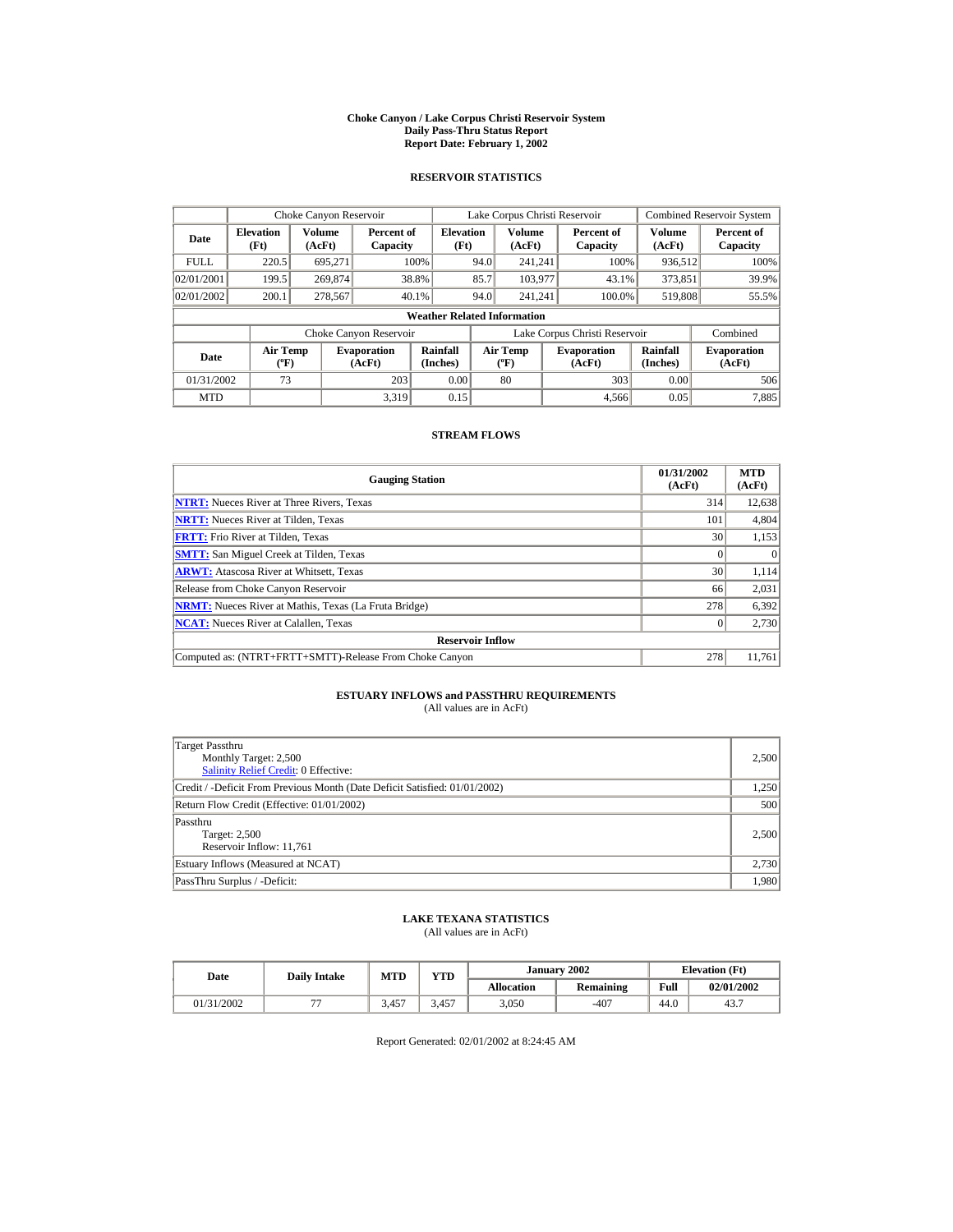# Choke Canyon / Lake Corpus Christi Reservoir System
## Daily Pass-Thru Status Report
### Report Date: February 1, 2002

## RESERVOIR STATISTICS

| Date | Choke Canyon Reservoir | | | Lake Corpus Christi Reservoir | | | Combined Reservoir System | |
|---|---|---|---|---|---|---|---|---|
| | Elevation (Ft) | Volume (AcFt) | Percent of Capacity | Elevation (Ft) | Volume (AcFt) | Percent of Capacity | Volume (AcFt) | Percent of Capacity |
| FULL | 220.5 | 695,271 | 100% | 94.0 | 241,241 | 100% | 936,512 | 100% |
| 02/01/2001 | 199.5 | 269,874 | 38.8% | 85.7 | 103,977 | 43.1% | 373,851 | 39.9% |
| 02/01/2002 | 200.1 | 278,567 | 40.1% | 94.0 | 241,241 | 100.0% | 519,808 | 55.5% |

### Weather Related Information

| Date | Choke Canyon Reservoir | | | Lake Corpus Christi Reservoir | | | Combined |
|---|---|---|---|---|---|---|---|
| | Air Temp (ºF) | Evaporation (AcFt) | Rainfall (Inches) | Air Temp (ºF) | Evaporation (AcFt) | Rainfall (Inches) | Evaporation (AcFt) |
| 01/31/2002 | 73 | 203 | 0.00 | 80 | 303 | 0.00 | 506 |
| MTD | | 3,319 | 0.15 | | 4,566 | 0.05 | 7,885 |

## STREAM FLOWS

| Gauging Station | 01/31/2002 (AcFt) | MTD (AcFt) |
|---|---|---|
| NTRT: Nueces River at Three Rivers, Texas | 314 | 12,638 |
| NRTT: Nueces River at Tilden, Texas | 101 | 4,804 |
| FRTT: Frio River at Tilden, Texas | 30 | 1,153 |
| SMTT: San Miguel Creek at Tilden, Texas | 0 | 0 |
| ARWT: Atascosa River at Whitsett, Texas | 30 | 1,114 |
| Release from Choke Canyon Reservoir | 66 | 2,031 |
| NRMT: Nueces River at Mathis, Texas (La Fruta Bridge) | 278 | 6,392 |
| NCAT: Nueces River at Calallen, Texas | 0 | 2,730 |
| **Reservoir Inflow** | | |
| Computed as: (NTRT+FRTT+SMTT)-Release From Choke Canyon | 278 | 11,761 |

## ESTUARY INFLOWS and PASSTHRU REQUIREMENTS
(All values are in AcFt)

| Item | Value |
|---|---|
| Target Passthru<br>Monthly Target: 2,500<br>Salinity Relief Credit: 0 Effective: | 2,500 |
| Credit / -Deficit From Previous Month (Date Deficit Satisfied: 01/01/2002) | 1,250 |
| Return Flow Credit (Effective: 01/01/2002) | 500 |
| Passthru<br>Target: 2,500<br>Reservoir Inflow: 11,761 | 2,500 |
| Estuary Inflows (Measured at NCAT) | 2,730 |
| PassThru Surplus / -Deficit: | 1,980 |

## LAKE TEXANA STATISTICS
(All values are in AcFt)

| Date | Daily Intake | MTD | YTD | January 2002 | | Elevation (Ft) | |
|---|---|---|---|---|---|---|---|
| | | | | Allocation | Remaining | Full | 02/01/2002 |
| 01/31/2002 | 77 | 3,457 | 3,457 | 3,050 | -407 | 44.0 | 43.7 |

Report Generated: 02/01/2002 at 8:24:45 AM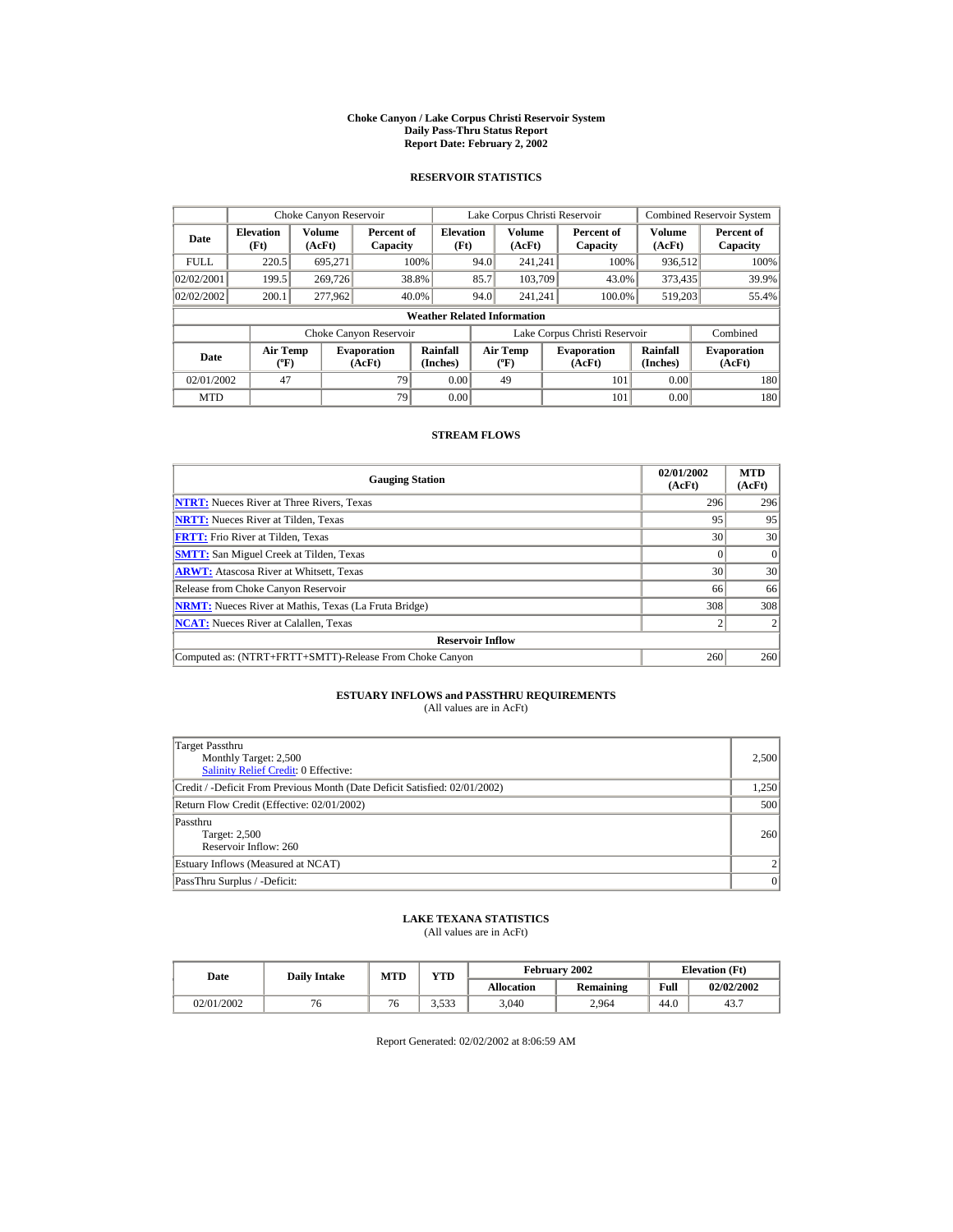# Choke Canyon / Lake Corpus Christi Reservoir System
## Daily Pass-Thru Status Report
### Report Date: February 2, 2002

## RESERVOIR STATISTICS

| Date | Choke Canyon Reservoir | | | Lake Corpus Christi Reservoir | | | Combined Reservoir System | |
|---|---|---|---|---|---|---|---|---|
| | Elevation (Ft) | Volume (AcFt) | Percent of Capacity | Elevation (Ft) | Volume (AcFt) | Percent of Capacity | Volume (AcFt) | Percent of Capacity |
| FULL | 220.5 | 695,271 | 100% | 94.0 | 241,241 | 100% | 936,512 | 100% |
| 02/02/2001 | 199.5 | 269,726 | 38.8% | 85.7 | 103,709 | 43.0% | 373,435 | 39.9% |
| 02/02/2002 | 200.1 | 277,962 | 40.0% | 94.0 | 241,241 | 100.0% | 519,203 | 55.4% |

**Weather Related Information**

| Date | Choke Canyon Reservoir | | | Lake Corpus Christi Reservoir | | | Combined |
|---|---|---|---|---|---|---|---|
| | Air Temp (ºF) | Evaporation (AcFt) | Rainfall (Inches) | Air Temp (ºF) | Evaporation (AcFt) | Rainfall (Inches) | Evaporation (AcFt) |
| 02/01/2002 | 47 | 79 | 0.00 | 49 | 101 | 0.00 | 180 |
| MTD | | 79 | 0.00 | | 101 | 0.00 | 180 |

## STREAM FLOWS

| Gauging Station | 02/01/2002 (AcFt) | MTD (AcFt) |
|---|---|---|
| NTRT: Nueces River at Three Rivers, Texas | 296 | 296 |
| NRTT: Nueces River at Tilden, Texas | 95 | 95 |
| FRTT: Frio River at Tilden, Texas | 30 | 30 |
| SMTT: San Miguel Creek at Tilden, Texas | 0 | 0 |
| ARWT: Atascosa River at Whitsett, Texas | 30 | 30 |
| Release from Choke Canyon Reservoir | 66 | 66 |
| NRMT: Nueces River at Mathis, Texas (La Fruta Bridge) | 308 | 308 |
| NCAT: Nueces River at Calallen, Texas | 2 | 2 |
| **Reservoir Inflow** | | |
| Computed as: (NTRT+FRTT+SMTT)-Release From Choke Canyon | 260 | 260 |

## ESTUARY INFLOWS and PASSTHRU REQUIREMENTS
(All values are in AcFt)

| | |
|---|---|
| Target Passthru<br>Monthly Target: 2,500<br>Salinity Relief Credit: 0 Effective: | 2,500 |
| Credit / -Deficit From Previous Month (Date Deficit Satisfied: 02/01/2002) | 1,250 |
| Return Flow Credit (Effective: 02/01/2002) | 500 |
| Passthru<br>Target: 2,500<br>Reservoir Inflow: 260 | 260 |
| Estuary Inflows (Measured at NCAT) | 2 |
| PassThru Surplus / -Deficit: | 0 |

## LAKE TEXANA STATISTICS
(All values are in AcFt)

| Date | Daily Intake | MTD | YTD | February 2002 | | Elevation (Ft) | |
|---|---|---|---|---|---|---|---|
| | | | | Allocation | Remaining | Full | 02/02/2002 |
| 02/01/2002 | 76 | 76 | 3,533 | 3,040 | 2,964 | 44.0 | 43.7 |

Report Generated: 02/02/2002 at 8:06:59 AM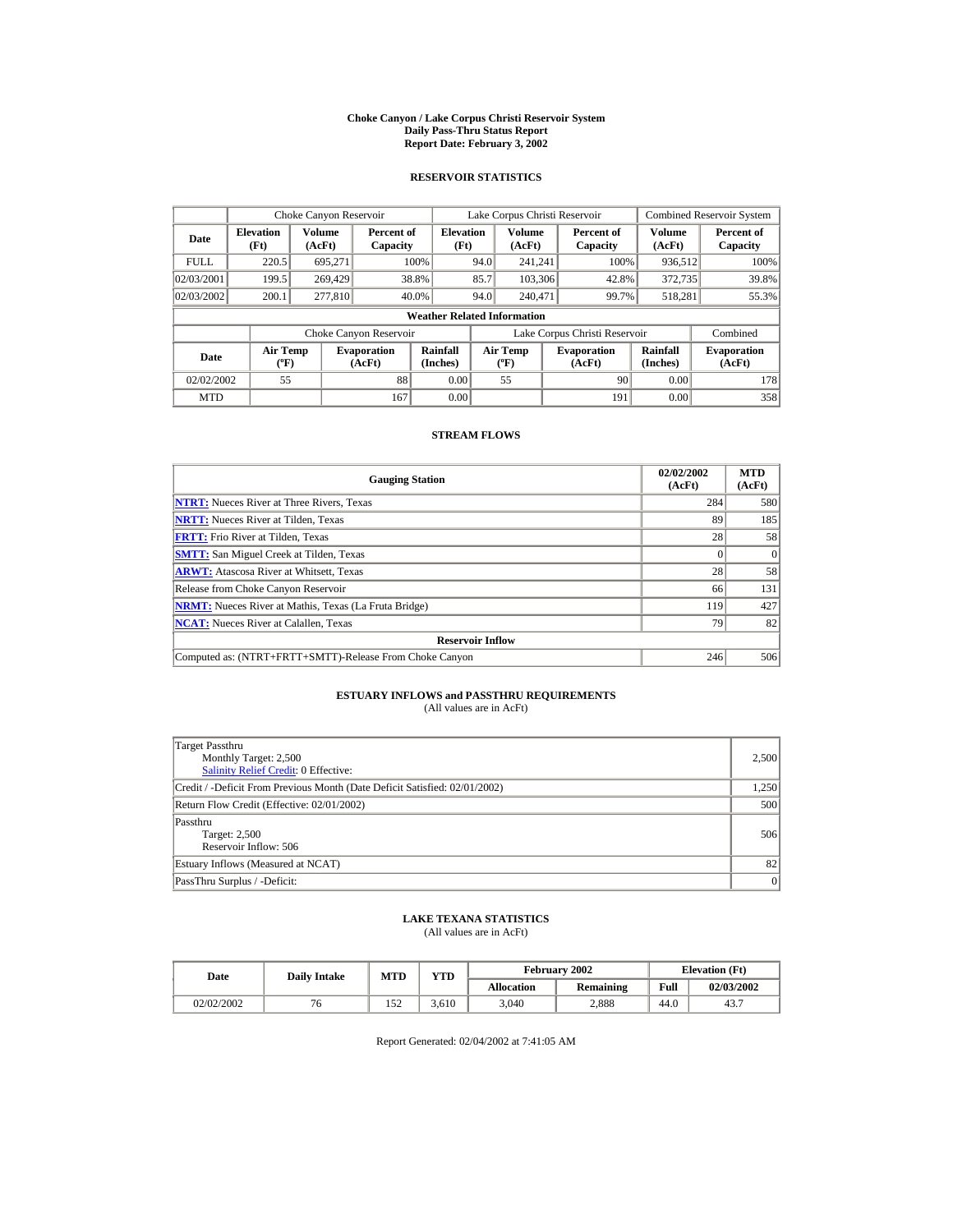# Choke Canyon / Lake Corpus Christi Reservoir System
## Daily Pass-Thru Status Report
## Report Date: February 3, 2002

### RESERVOIR STATISTICS

| Date | Choke Canyon Reservoir | | | Lake Corpus Christi Reservoir | | | Combined Reservoir System | |
|---|---|---|---|---|---|---|---|---|
| | Elevation (Ft) | Volume (AcFt) | Percent of Capacity | Elevation (Ft) | Volume (AcFt) | Percent of Capacity | Volume (AcFt) | Percent of Capacity |
| FULL | 220.5 | 695,271 | 100% | 94.0 | 241,241 | 100% | 936,512 | 100% |
| 02/03/2001 | 199.5 | 269,429 | 38.8% | 85.7 | 103,306 | 42.8% | 372,735 | 39.8% |
| 02/03/2002 | 200.1 | 277,810 | 40.0% | 94.0 | 240,471 | 99.7% | 518,281 | 55.3% |

**Weather Related Information**

| Date | Choke Canyon Reservoir | | | Lake Corpus Christi Reservoir | | | Combined |
|---|---|---|---|---|---|---|---|
| | Air Temp (ºF) | Evaporation (AcFt) | Rainfall (Inches) | Air Temp (ºF) | Evaporation (AcFt) | Rainfall (Inches) | Evaporation (AcFt) |
| 02/02/2002 | 55 | 88 | 0.00 | 55 | 90 | 0.00 | 178 |
| MTD | | 167 | 0.00 | | 191 | 0.00 | 358 |

### STREAM FLOWS

| Gauging Station | 02/02/2002 (AcFt) | MTD (AcFt) |
|---|---|---|
| NTRT: Nueces River at Three Rivers, Texas | 284 | 580 |
| NRTT: Nueces River at Tilden, Texas | 89 | 185 |
| FRTT: Frio River at Tilden, Texas | 28 | 58 |
| SMTT: San Miguel Creek at Tilden, Texas | 0 | 0 |
| ARWT: Atascosa River at Whitsett, Texas | 28 | 58 |
| Release from Choke Canyon Reservoir | 66 | 131 |
| NRMT: Nueces River at Mathis, Texas (La Fruta Bridge) | 119 | 427 |
| NCAT: Nueces River at Calallen, Texas | 79 | 82 |
| **Reservoir Inflow** | | |
| Computed as: (NTRT+FRTT+SMTT)-Release From Choke Canyon | 246 | 506 |

### ESTUARY INFLOWS and PASSTHRU REQUIREMENTS
(All values are in AcFt)

| Item | Value |
|---|---|
| Target Passthru<br>Monthly Target: 2,500<br>Salinity Relief Credit: 0 Effective: | 2,500 |
| Credit / -Deficit From Previous Month (Date Deficit Satisfied: 02/01/2002) | 1,250 |
| Return Flow Credit (Effective: 02/01/2002) | 500 |
| Passthru<br>Target: 2,500<br>Reservoir Inflow: 506 | 506 |
| Estuary Inflows (Measured at NCAT) | 82 |
| PassThru Surplus / -Deficit: | 0 |

### LAKE TEXANA STATISTICS
(All values are in AcFt)

| Date | Daily Intake | MTD | YTD | February 2002 | | Elevation (Ft) | |
|---|---|---|---|---|---|---|---|
| | | | | Allocation | Remaining | Full | 02/03/2002 |
| 02/02/2002 | 76 | 152 | 3,610 | 3,040 | 2,888 | 44.0 | 43.7 |

Report Generated: 02/04/2002 at 7:41:05 AM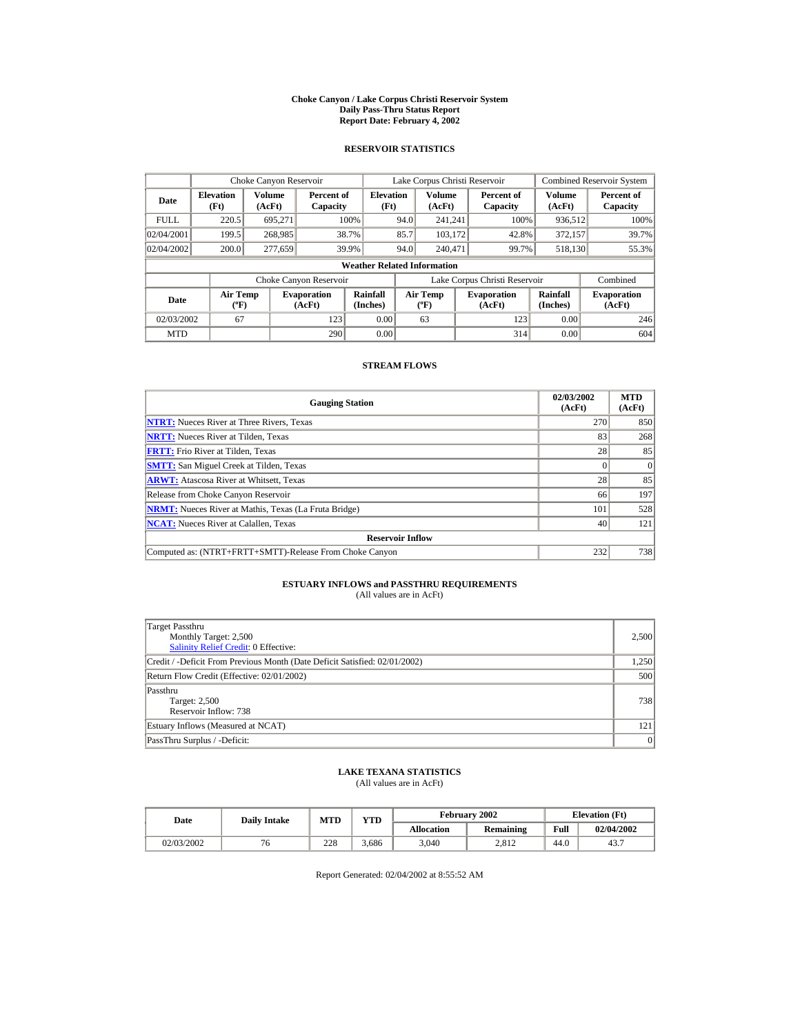# Choke Canyon / Lake Corpus Christi Reservoir System
## Daily Pass-Thru Status Report
## Report Date: February 4, 2002

### RESERVOIR STATISTICS

| Date | Choke Canyon Reservoir | | | Lake Corpus Christi Reservoir | | | Combined Reservoir System | |
|---|---|---|---|---|---|---|---|---|
| | Elevation (Ft) | Volume (AcFt) | Percent of Capacity | Elevation (Ft) | Volume (AcFt) | Percent of Capacity | Volume (AcFt) | Percent of Capacity |
| FULL | 220.5 | 695,271 | 100% | 94.0 | 241,241 | 100% | 936,512 | 100% |
| 02/04/2001 | 199.5 | 268,985 | 38.7% | 85.7 | 103,172 | 42.8% | 372,157 | 39.7% |
| 02/04/2002 | 200.0 | 277,659 | 39.9% | 94.0 | 240,471 | 99.7% | 518,130 | 55.3% |

**Weather Related Information**

| Date | Choke Canyon Reservoir | | | Lake Corpus Christi Reservoir | | | Combined |
|---|---|---|---|---|---|---|---|
| | Air Temp (ºF) | Evaporation (AcFt) | Rainfall (Inches) | Air Temp (ºF) | Evaporation (AcFt) | Rainfall (Inches) | Evaporation (AcFt) |
| 02/03/2002 | 67 | 123 | 0.00 | 63 | 123 | 0.00 | 246 |
| MTD | | 290 | 0.00 | | 314 | 0.00 | 604 |

### STREAM FLOWS

| Gauging Station | 02/03/2002 (AcFt) | MTD (AcFt) |
|---|---|---|
| NTRT: Nueces River at Three Rivers, Texas | 270 | 850 |
| NRTT: Nueces River at Tilden, Texas | 83 | 268 |
| FRTT: Frio River at Tilden, Texas | 28 | 85 |
| SMTT: San Miguel Creek at Tilden, Texas | 0 | 0 |
| ARWT: Atascosa River at Whitsett, Texas | 28 | 85 |
| Release from Choke Canyon Reservoir | 66 | 197 |
| NRMT: Nueces River at Mathis, Texas (La Fruta Bridge) | 101 | 528 |
| NCAT: Nueces River at Calallen, Texas | 40 | 121 |
| **Reservoir Inflow** | | |
| Computed as: (NTRT+FRTT+SMTT)-Release From Choke Canyon | 232 | 738 |

### ESTUARY INFLOWS and PASSTHRU REQUIREMENTS
(All values are in AcFt)

| | |
|---|---|
| Target Passthru<br>Monthly Target: 2,500<br>Salinity Relief Credit: 0 Effective: | 2,500 |
| Credit / -Deficit From Previous Month (Date Deficit Satisfied: 02/01/2002) | 1,250 |
| Return Flow Credit (Effective: 02/01/2002) | 500 |
| Passthru<br>Target: 2,500<br>Reservoir Inflow: 738 | 738 |
| Estuary Inflows (Measured at NCAT) | 121 |
| PassThru Surplus / -Deficit: | 0 |

### LAKE TEXANA STATISTICS
(All values are in AcFt)

| Date | Daily Intake | MTD | YTD | February 2002 | | Elevation (Ft) | |
|---|---|---|---|---|---|---|---|
| | | | | Allocation | Remaining | Full | 02/04/2002 |
| 02/03/2002 | 76 | 228 | 3,686 | 3,040 | 2,812 | 44.0 | 43.7 |

Report Generated: 02/04/2002 at 8:55:52 AM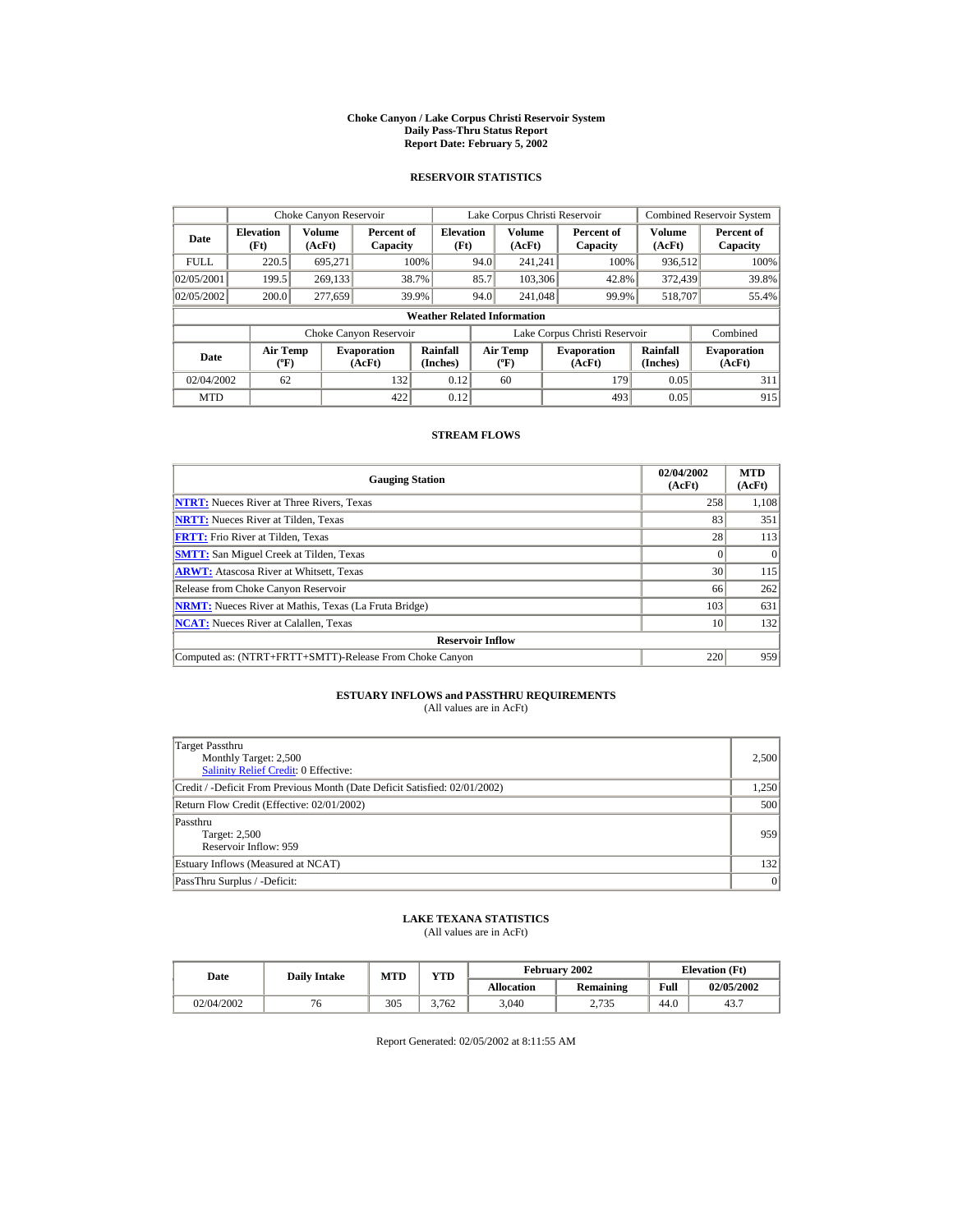# Choke Canyon / Lake Corpus Christi Reservoir System
## Daily Pass-Thru Status Report
### Report Date: February 5, 2002

## RESERVOIR STATISTICS

| Date | Choke Canyon Reservoir | | | Lake Corpus Christi Reservoir | | | Combined Reservoir System | |
|---|---|---|---|---|---|---|---|---|
| | Elevation (Ft) | Volume (AcFt) | Percent of Capacity | Elevation (Ft) | Volume (AcFt) | Percent of Capacity | Volume (AcFt) | Percent of Capacity |
| FULL | 220.5 | 695,271 | 100% | 94.0 | 241,241 | 100% | 936,512 | 100% |
| 02/05/2001 | 199.5 | 269,133 | 38.7% | 85.7 | 103,306 | 42.8% | 372,439 | 39.8% |
| 02/05/2002 | 200.0 | 277,659 | 39.9% | 94.0 | 241,048 | 99.9% | 518,707 | 55.4% |

**Weather Related Information**

| Date | Choke Canyon Reservoir | | | Lake Corpus Christi Reservoir | | | Combined |
|---|---|---|---|---|---|---|---|
| | Air Temp (ºF) | Evaporation (AcFt) | Rainfall (Inches) | Air Temp (ºF) | Evaporation (AcFt) | Rainfall (Inches) | Evaporation (AcFt) |
| 02/04/2002 | 62 | 132 | 0.12 | 60 | 179 | 0.05 | 311 |
| MTD | | 422 | 0.12 | | 493 | 0.05 | 915 |

## STREAM FLOWS

| Gauging Station | 02/04/2002 (AcFt) | MTD (AcFt) |
|---|---|---|
| NTRT: Nueces River at Three Rivers, Texas | 258 | 1,108 |
| NRTT: Nueces River at Tilden, Texas | 83 | 351 |
| FRTT: Frio River at Tilden, Texas | 28 | 113 |
| SMTT: San Miguel Creek at Tilden, Texas | 0 | 0 |
| ARWT: Atascosa River at Whitsett, Texas | 30 | 115 |
| Release from Choke Canyon Reservoir | 66 | 262 |
| NRMT: Nueces River at Mathis, Texas (La Fruta Bridge) | 103 | 631 |
| NCAT: Nueces River at Calallen, Texas | 10 | 132 |
| **Reservoir Inflow** | | |
| Computed as: (NTRT+FRTT+SMTT)-Release From Choke Canyon | 220 | 959 |

## ESTUARY INFLOWS and PASSTHRU REQUIREMENTS

(All values are in AcFt)

| | |
|---|---|
| Target Passthru<br>Monthly Target: 2,500<br>Salinity Relief Credit: 0 Effective: | 2,500 |
| Credit / -Deficit From Previous Month (Date Deficit Satisfied: 02/01/2002) | 1,250 |
| Return Flow Credit (Effective: 02/01/2002) | 500 |
| Passthru<br>Target: 2,500<br>Reservoir Inflow: 959 | 959 |
| Estuary Inflows (Measured at NCAT) | 132 |
| PassThru Surplus / -Deficit: | 0 |

## LAKE TEXANA STATISTICS

(All values are in AcFt)

| Date | Daily Intake | MTD | YTD | February 2002 | | Elevation (Ft) | |
|---|---|---|---|---|---|---|---|
| | | | | Allocation | Remaining | Full | 02/05/2002 |
| 02/04/2002 | 76 | 305 | 3,762 | 3,040 | 2,735 | 44.0 | 43.7 |

Report Generated: 02/05/2002 at 8:11:55 AM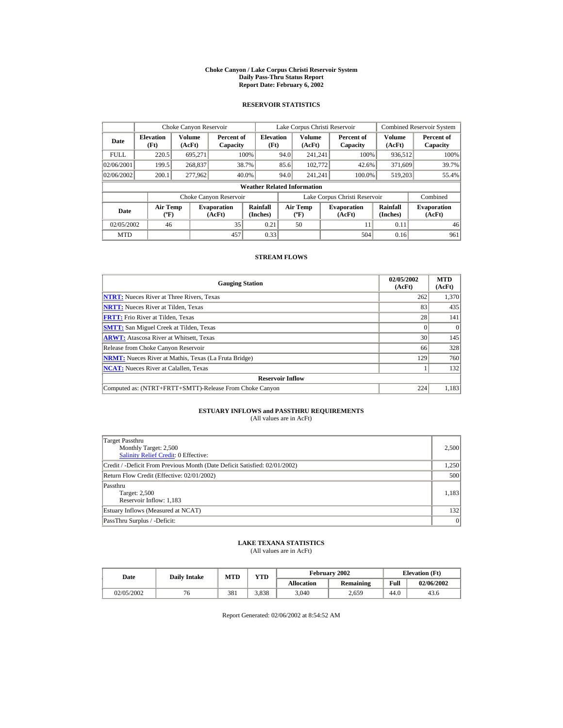# Choke Canyon / Lake Corpus Christi Reservoir System
## Daily Pass-Thru Status Report
### Report Date: February 6, 2002

## RESERVOIR STATISTICS

| Date | Choke Canyon Reservoir | | | Lake Corpus Christi Reservoir | | | Combined Reservoir System | |
|---|---|---|---|---|---|---|---|---|
| | Elevation (Ft) | Volume (AcFt) | Percent of Capacity | Elevation (Ft) | Volume (AcFt) | Percent of Capacity | Volume (AcFt) | Percent of Capacity |
| FULL | 220.5 | 695,271 | 100% | 94.0 | 241,241 | 100% | 936,512 | 100% |
| 02/06/2001 | 199.5 | 268,837 | 38.7% | 85.6 | 102,772 | 42.6% | 371,609 | 39.7% |
| 02/06/2002 | 200.1 | 277,962 | 40.0% | 94.0 | 241,241 | 100.0% | 519,203 | 55.4% |

### Weather Related Information

| Date | Choke Canyon Reservoir | | | Lake Corpus Christi Reservoir | | | Combined |
|---|---|---|---|---|---|---|---|
| | Air Temp (ºF) | Evaporation (AcFt) | Rainfall (Inches) | Air Temp (ºF) | Evaporation (AcFt) | Rainfall (Inches) | Evaporation (AcFt) |
| 02/05/2002 | 46 | 35 | 0.21 | 50 | 11 | 0.11 | 46 |
| MTD | | 457 | 0.33 | | 504 | 0.16 | 961 |

## STREAM FLOWS

| Gauging Station | 02/05/2002 (AcFt) | MTD (AcFt) |
|---|---|---|
| NTRT: Nueces River at Three Rivers, Texas | 262 | 1,370 |
| NRTT: Nueces River at Tilden, Texas | 83 | 435 |
| FRTT: Frio River at Tilden, Texas | 28 | 141 |
| SMTT: San Miguel Creek at Tilden, Texas | 0 | 0 |
| ARWT: Atascosa River at Whitsett, Texas | 30 | 145 |
| Release from Choke Canyon Reservoir | 66 | 328 |
| NRMT: Nueces River at Mathis, Texas (La Fruta Bridge) | 129 | 760 |
| NCAT: Nueces River at Calallen, Texas | 1 | 132 |
| **Reservoir Inflow** | | |
| Computed as: (NTRT+FRTT+SMTT)-Release From Choke Canyon | 224 | 1,183 |

## ESTUARY INFLOWS and PASSTHRU REQUIREMENTS
(All values are in AcFt)

| Description | Value |
|---|---|
| Target Passthru<br>Monthly Target: 2,500<br>Salinity Relief Credit: 0 Effective: | 2,500 |
| Credit / -Deficit From Previous Month (Date Deficit Satisfied: 02/01/2002) | 1,250 |
| Return Flow Credit (Effective: 02/01/2002) | 500 |
| Passthru<br>Target: 2,500<br>Reservoir Inflow: 1,183 | 1,183 |
| Estuary Inflows (Measured at NCAT) | 132 |
| PassThru Surplus / -Deficit: | 0 |

## LAKE TEXANA STATISTICS
(All values are in AcFt)

| Date | Daily Intake | MTD | YTD | February 2002 | | Elevation (Ft) | |
|---|---|---|---|---|---|---|---|
| | | | | Allocation | Remaining | Full | 02/06/2002 |
| 02/05/2002 | 76 | 381 | 3,838 | 3,040 | 2,659 | 44.0 | 43.6 |

Report Generated: 02/06/2002 at 8:54:52 AM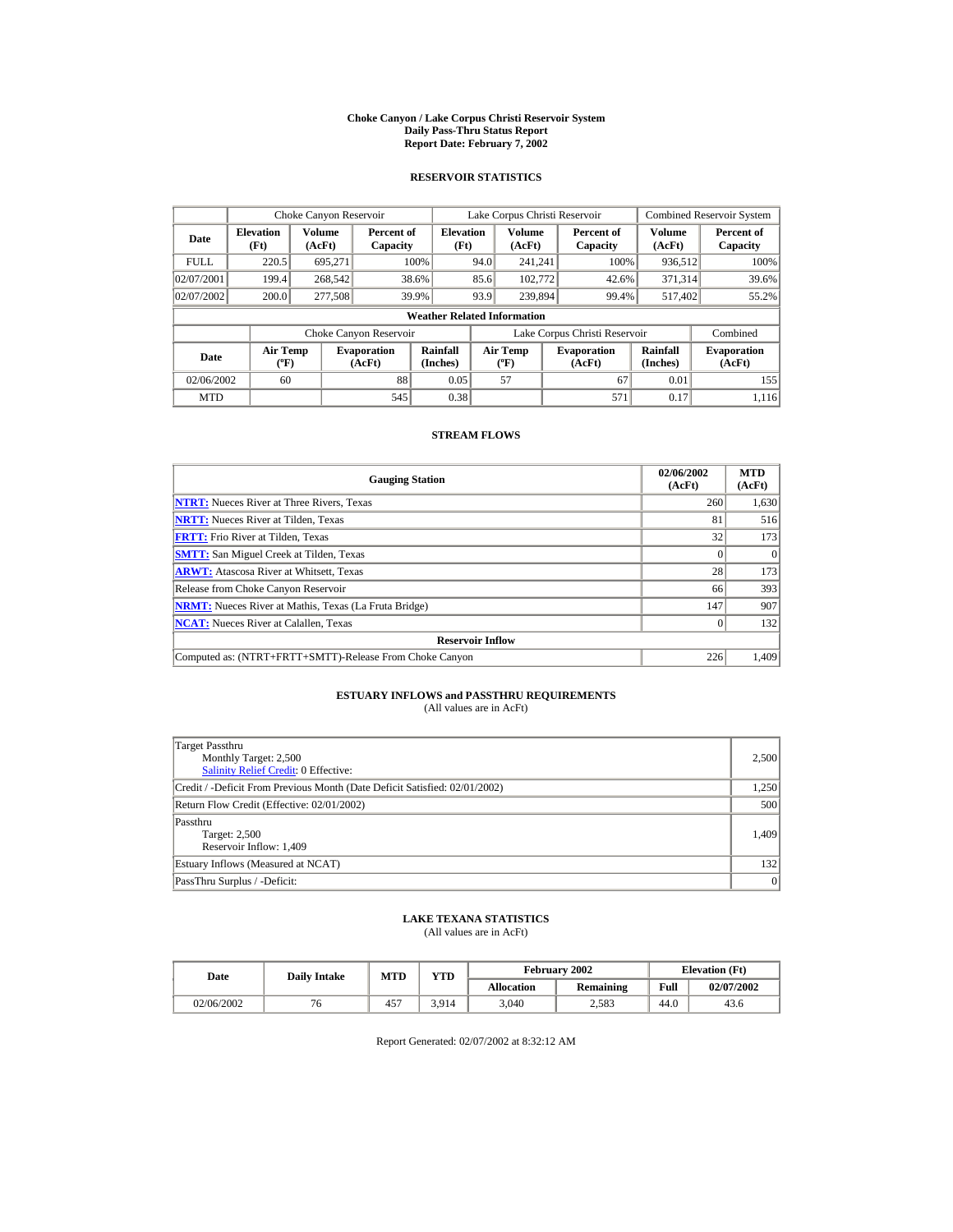# Choke Canyon / Lake Corpus Christi Reservoir System
## Daily Pass-Thru Status Report
### Report Date: February 7, 2002

## RESERVOIR STATISTICS

| Date | Choke Canyon Reservoir | | | Lake Corpus Christi Reservoir | | | Combined Reservoir System | |
|---|---|---|---|---|---|---|---|---|
| | Elevation (Ft) | Volume (AcFt) | Percent of Capacity | Elevation (Ft) | Volume (AcFt) | Percent of Capacity | Volume (AcFt) | Percent of Capacity |
| FULL | 220.5 | 695,271 | 100% | 94.0 | 241,241 | 100% | 936,512 | 100% |
| 02/07/2001 | 199.4 | 268,542 | 38.6% | 85.6 | 102,772 | 42.6% | 371,314 | 39.6% |
| 02/07/2002 | 200.0 | 277,508 | 39.9% | 93.9 | 239,894 | 99.4% | 517,402 | 55.2% |

**Weather Related Information**

| Date | Choke Canyon Reservoir | | | Lake Corpus Christi Reservoir | | | Combined |
|---|---|---|---|---|---|---|---|
| | Air Temp (ºF) | Evaporation (AcFt) | Rainfall (Inches) | Air Temp (ºF) | Evaporation (AcFt) | Rainfall (Inches) | Evaporation (AcFt) |
| 02/06/2002 | 60 | 88 | 0.05 | 57 | 67 | 0.01 | 155 |
| MTD | | 545 | 0.38 | | 571 | 0.17 | 1,116 |

## STREAM FLOWS

| Gauging Station | 02/06/2002 (AcFt) | MTD (AcFt) |
|---|---|---|
| NTRT: Nueces River at Three Rivers, Texas | 260 | 1,630 |
| NRTT: Nueces River at Tilden, Texas | 81 | 516 |
| FRTT: Frio River at Tilden, Texas | 32 | 173 |
| SMTT: San Miguel Creek at Tilden, Texas | 0 | 0 |
| ARWT: Atascosa River at Whitsett, Texas | 28 | 173 |
| Release from Choke Canyon Reservoir | 66 | 393 |
| NRMT: Nueces River at Mathis, Texas (La Fruta Bridge) | 147 | 907 |
| NCAT: Nueces River at Calallen, Texas | 0 | 132 |
| **Reservoir Inflow** | | |
| Computed as: (NTRT+FRTT+SMTT)-Release From Choke Canyon | 226 | 1,409 |

## ESTUARY INFLOWS and PASSTHRU REQUIREMENTS

(All values are in AcFt)

| Item | Value |
|---|---|
| Target Passthru<br>Monthly Target: 2,500<br>Salinity Relief Credit: 0 Effective: | 2,500 |
| Credit / -Deficit From Previous Month (Date Deficit Satisfied: 02/01/2002) | 1,250 |
| Return Flow Credit (Effective: 02/01/2002) | 500 |
| Passthru<br>Target: 2,500<br>Reservoir Inflow: 1,409 | 1,409 |
| Estuary Inflows (Measured at NCAT) | 132 |
| PassThru Surplus / -Deficit: | 0 |

## LAKE TEXANA STATISTICS

(All values are in AcFt)

| Date | Daily Intake | MTD | YTD | February 2002 | | Elevation (Ft) | |
|---|---|---|---|---|---|---|---|
| | | | | Allocation | Remaining | Full | 02/07/2002 |
| 02/06/2002 | 76 | 457 | 3,914 | 3,040 | 2,583 | 44.0 | 43.6 |

Report Generated: 02/07/2002 at 8:32:12 AM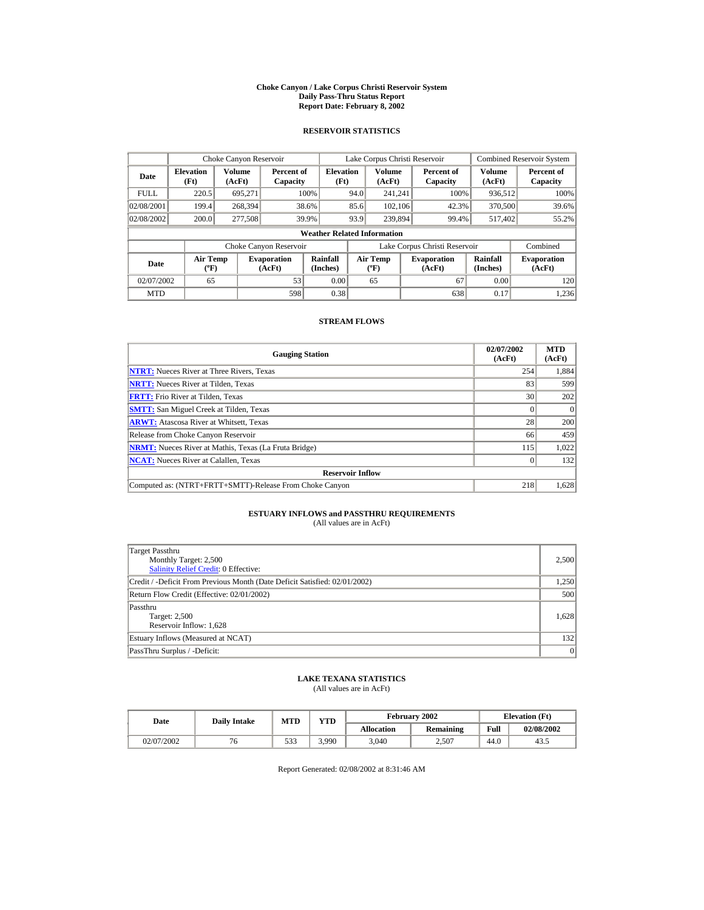# Choke Canyon / Lake Corpus Christi Reservoir System
## Daily Pass-Thru Status Report
### Report Date: February 8, 2002

## RESERVOIR STATISTICS

| | Choke Canyon Reservoir | | | Lake Corpus Christi Reservoir | | | Combined Reservoir System | |
|---|---|---|---|---|---|---|---|---|
| Date | Elevation (Ft) | Volume (AcFt) | Percent of Capacity | Elevation (Ft) | Volume (AcFt) | Percent of Capacity | Volume (AcFt) | Percent of Capacity |
| FULL | 220.5 | 695,271 | 100% | 94.0 | 241,241 | 100% | 936,512 | 100% |
| 02/08/2001 | 199.4 | 268,394 | 38.6% | 85.6 | 102,106 | 42.3% | 370,500 | 39.6% |
| 02/08/2002 | 200.0 | 277,508 | 39.9% | 93.9 | 239,894 | 99.4% | 517,402 | 55.2% |

**Weather Related Information**

| | Choke Canyon Reservoir | | | Lake Corpus Christi Reservoir | | | Combined |
|---|---|---|---|---|---|---|---|
| Date | Air Temp (ºF) | Evaporation (AcFt) | Rainfall (Inches) | Air Temp (ºF) | Evaporation (AcFt) | Rainfall (Inches) | Evaporation (AcFt) |
| 02/07/2002 | 65 | 53 | 0.00 | 65 | 67 | 0.00 | 120 |
| MTD | | 598 | 0.38 | | 638 | 0.17 | 1,236 |

## STREAM FLOWS

| Gauging Station | 02/07/2002 (AcFt) | MTD (AcFt) |
|---|---|---|
| NTRT: Nueces River at Three Rivers, Texas | 254 | 1,884 |
| NRTT: Nueces River at Tilden, Texas | 83 | 599 |
| FRTT: Frio River at Tilden, Texas | 30 | 202 |
| SMTT: San Miguel Creek at Tilden, Texas | 0 | 0 |
| ARWT: Atascosa River at Whitsett, Texas | 28 | 200 |
| Release from Choke Canyon Reservoir | 66 | 459 |
| NRMT: Nueces River at Mathis, Texas (La Fruta Bridge) | 115 | 1,022 |
| NCAT: Nueces River at Calallen, Texas | 0 | 132 |
| **Reservoir Inflow** | | |
| Computed as: (NTRT+FRTT+SMTT)-Release From Choke Canyon | 218 | 1,628 |

## ESTUARY INFLOWS and PASSTHRU REQUIREMENTS
(All values are in AcFt)

| | |
|---|---|
| Target Passthru<br>Monthly Target: 2,500<br>Salinity Relief Credit: 0 Effective: | 2,500 |
| Credit / -Deficit From Previous Month (Date Deficit Satisfied: 02/01/2002) | 1,250 |
| Return Flow Credit (Effective: 02/01/2002) | 500 |
| Passthru<br>Target: 2,500<br>Reservoir Inflow: 1,628 | 1,628 |
| Estuary Inflows (Measured at NCAT) | 132 |
| PassThru Surplus / -Deficit: | 0 |

## LAKE TEXANA STATISTICS
(All values are in AcFt)

| Date | Daily Intake | MTD | YTD | February 2002 | | Elevation (Ft) | |
|---|---|---|---|---|---|---|---|
| | | | | Allocation | Remaining | Full | 02/08/2002 |
| 02/07/2002 | 76 | 533 | 3,990 | 3,040 | 2,507 | 44.0 | 43.5 |

Report Generated: 02/08/2002 at 8:31:46 AM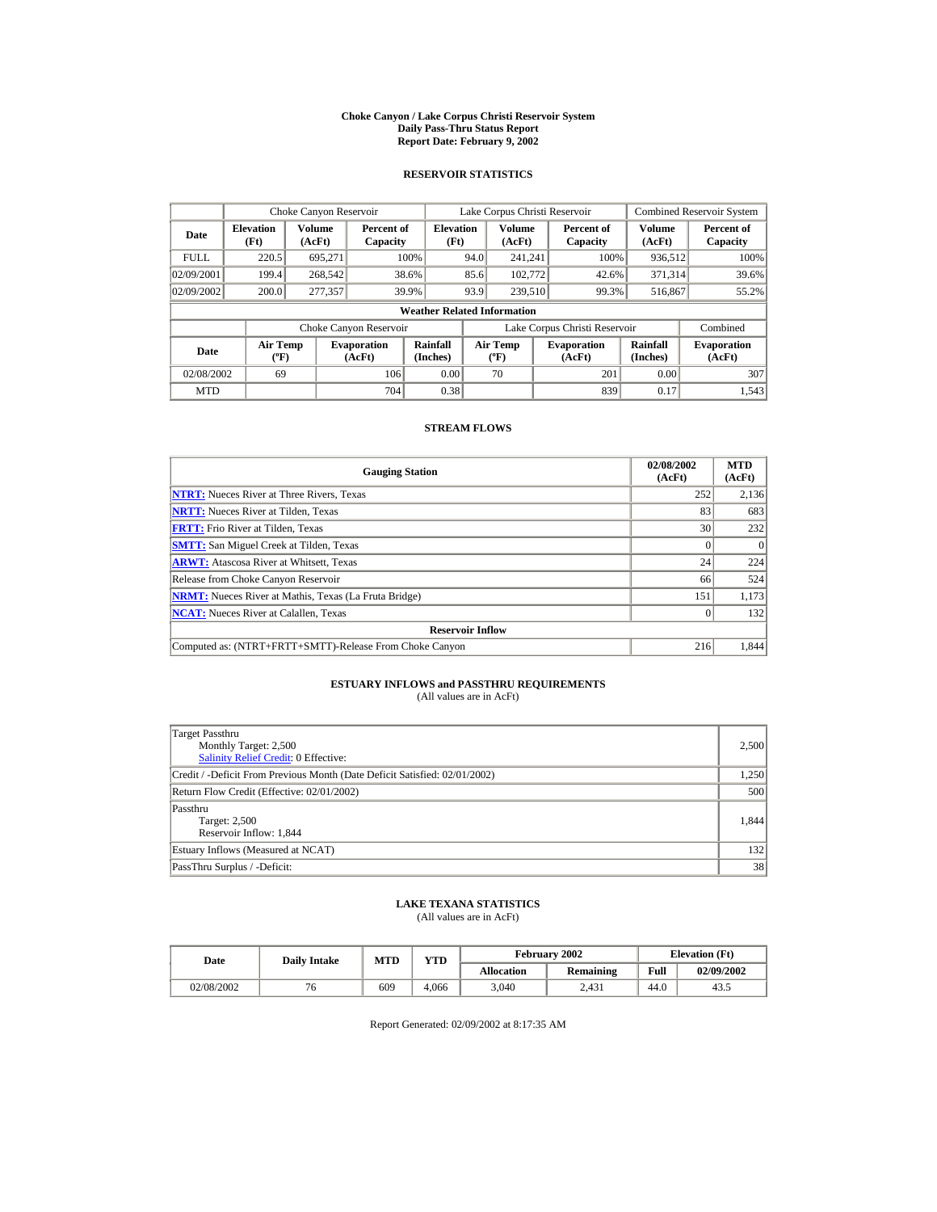# Choke Canyon / Lake Corpus Christi Reservoir System
## Daily Pass-Thru Status Report
### Report Date: February 9, 2002

## RESERVOIR STATISTICS

| Date | Choke Canyon Reservoir | | | Lake Corpus Christi Reservoir | | | Combined Reservoir System | |
|---|---|---|---|---|---|---|---|---|
| | Elevation (Ft) | Volume (AcFt) | Percent of Capacity | Elevation (Ft) | Volume (AcFt) | Percent of Capacity | Volume (AcFt) | Percent of Capacity |
| FULL | 220.5 | 695,271 | 100% | 94.0 | 241,241 | 100% | 936,512 | 100% |
| 02/09/2001 | 199.4 | 268,542 | 38.6% | 85.6 | 102,772 | 42.6% | 371,314 | 39.6% |
| 02/09/2002 | 200.0 | 277,357 | 39.9% | 93.9 | 239,510 | 99.3% | 516,867 | 55.2% |

**Weather Related Information**

| Date | Choke Canyon Reservoir | | | Lake Corpus Christi Reservoir | | | Combined |
|---|---|---|---|---|---|---|---|
| | Air Temp (°F) | Evaporation (AcFt) | Rainfall (Inches) | Air Temp (°F) | Evaporation (AcFt) | Rainfall (Inches) | Evaporation (AcFt) |
| 02/08/2002 | 69 | 106 | 0.00 | 70 | 201 | 0.00 | 307 |
| MTD | | 704 | 0.38 | | 839 | 0.17 | 1,543 |

## STREAM FLOWS

| Gauging Station | 02/08/2002 (AcFt) | MTD (AcFt) |
|---|---|---|
| NTRT: Nueces River at Three Rivers, Texas | 252 | 2,136 |
| NRTT: Nueces River at Tilden, Texas | 83 | 683 |
| FRTT: Frio River at Tilden, Texas | 30 | 232 |
| SMTT: San Miguel Creek at Tilden, Texas | 0 | 0 |
| ARWT: Atascosa River at Whitsett, Texas | 24 | 224 |
| Release from Choke Canyon Reservoir | 66 | 524 |
| NRMT: Nueces River at Mathis, Texas (La Fruta Bridge) | 151 | 1,173 |
| NCAT: Nueces River at Calallen, Texas | 0 | 132 |
| **Reservoir Inflow** | | |
| Computed as: (NTRT+FRTT+SMTT)-Release From Choke Canyon | 216 | 1,844 |

## ESTUARY INFLOWS and PASSTHRU REQUIREMENTS
(All values are in AcFt)

| | |
|---|---|
| Target Passthru<br>Monthly Target: 2,500<br>Salinity Relief Credit: 0 Effective: | 2,500 |
| Credit / -Deficit From Previous Month (Date Deficit Satisfied: 02/01/2002) | 1,250 |
| Return Flow Credit (Effective: 02/01/2002) | 500 |
| Passthru<br>Target: 2,500<br>Reservoir Inflow: 1,844 | 1,844 |
| Estuary Inflows (Measured at NCAT) | 132 |
| PassThru Surplus / -Deficit: | 38 |

## LAKE TEXANA STATISTICS
(All values are in AcFt)

| Date | Daily Intake | MTD | YTD | February 2002 | | Elevation (Ft) | |
|---|---|---|---|---|---|---|---|
| | | | | Allocation | Remaining | Full | 02/09/2002 |
| 02/08/2002 | 76 | 609 | 4,066 | 3,040 | 2,431 | 44.0 | 43.5 |

Report Generated: 02/09/2002 at 8:17:35 AM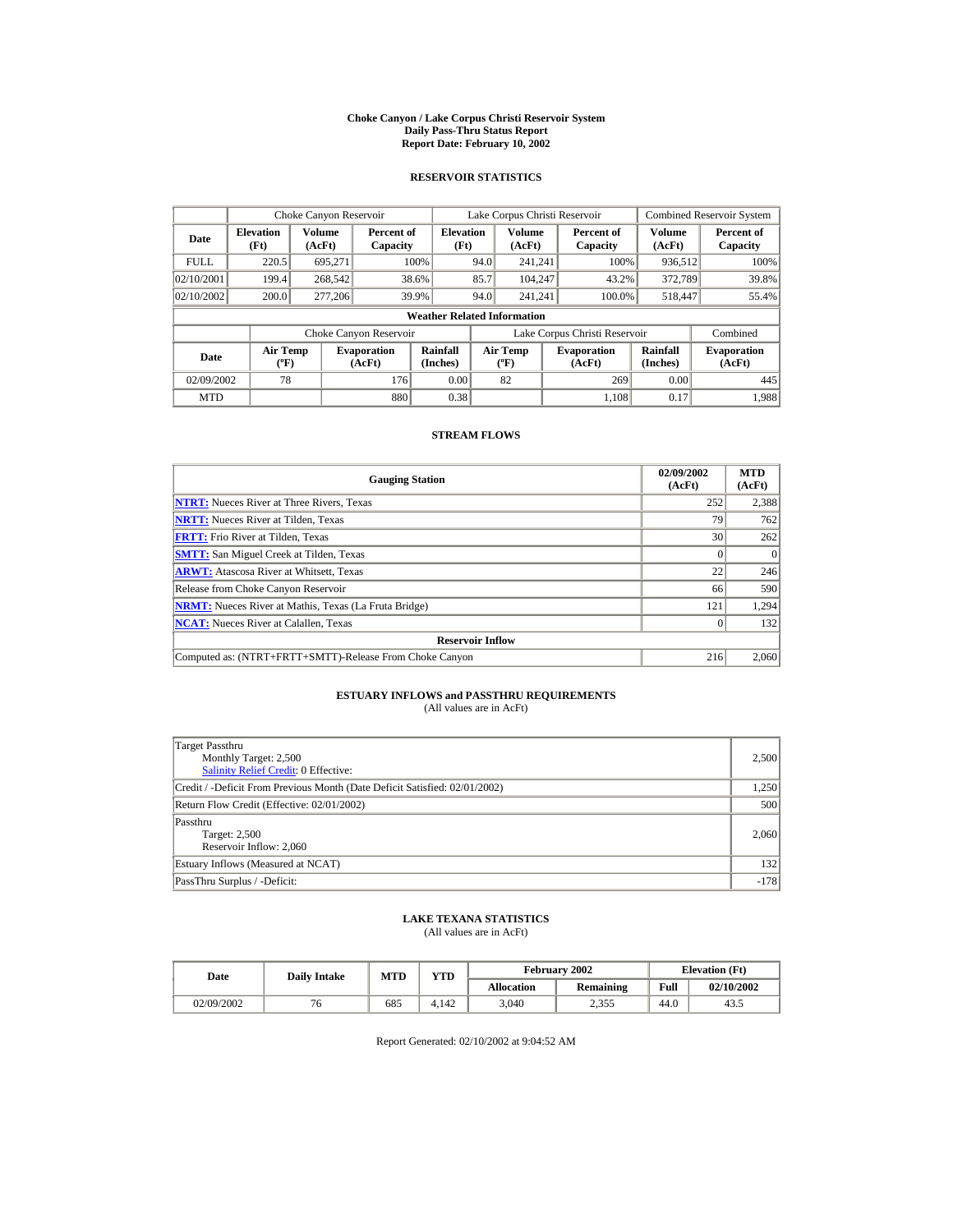# Choke Canyon / Lake Corpus Christi Reservoir System
## Daily Pass-Thru Status Report
## Report Date: February 10, 2002

### RESERVOIR STATISTICS

| Date | Choke Canyon Reservoir | | | Lake Corpus Christi Reservoir | | | Combined Reservoir System | |
|---|---|---|---|---|---|---|---|---|
| | Elevation (Ft) | Volume (AcFt) | Percent of Capacity | Elevation (Ft) | Volume (AcFt) | Percent of Capacity | Volume (AcFt) | Percent of Capacity |
| FULL | 220.5 | 695,271 | 100% | 94.0 | 241,241 | 100% | 936,512 | 100% |
| 02/10/2001 | 199.4 | 268,542 | 38.6% | 85.7 | 104,247 | 43.2% | 372,789 | 39.8% |
| 02/10/2002 | 200.0 | 277,206 | 39.9% | 94.0 | 241,241 | 100.0% | 518,447 | 55.4% |

**Weather Related Information**

| Date | Choke Canyon Reservoir | | | Lake Corpus Christi Reservoir | | | Combined |
|---|---|---|---|---|---|---|---|
| | Air Temp (ºF) | Evaporation (AcFt) | Rainfall (Inches) | Air Temp (ºF) | Evaporation (AcFt) | Rainfall (Inches) | Evaporation (AcFt) |
| 02/09/2002 | 78 | 176 | 0.00 | 82 | 269 | 0.00 | 445 |
| MTD | | 880 | 0.38 | | 1,108 | 0.17 | 1,988 |

### STREAM FLOWS

| Gauging Station | 02/09/2002 (AcFt) | MTD (AcFt) |
|---|---|---|
| NTRT: Nueces River at Three Rivers, Texas | 252 | 2,388 |
| NRTT: Nueces River at Tilden, Texas | 79 | 762 |
| FRTT: Frio River at Tilden, Texas | 30 | 262 |
| SMTT: San Miguel Creek at Tilden, Texas | 0 | 0 |
| ARWT: Atascosa River at Whitsett, Texas | 22 | 246 |
| Release from Choke Canyon Reservoir | 66 | 590 |
| NRMT: Nueces River at Mathis, Texas (La Fruta Bridge) | 121 | 1,294 |
| NCAT: Nueces River at Calallen, Texas | 0 | 132 |
| **Reservoir Inflow** | | |
| Computed as: (NTRT+FRTT+SMTT)-Release From Choke Canyon | 216 | 2,060 |

### ESTUARY INFLOWS and PASSTHRU REQUIREMENTS
(All values are in AcFt)

| | |
|---|---|
| Target Passthru<br>Monthly Target: 2,500<br>Salinity Relief Credit: 0 Effective: | 2,500 |
| Credit / -Deficit From Previous Month (Date Deficit Satisfied: 02/01/2002) | 1,250 |
| Return Flow Credit (Effective: 02/01/2002) | 500 |
| Passthru<br>Target: 2,500<br>Reservoir Inflow: 2,060 | 2,060 |
| Estuary Inflows (Measured at NCAT) | 132 |
| PassThru Surplus / -Deficit: | -178 |

### LAKE TEXANA STATISTICS
(All values are in AcFt)

| Date | Daily Intake | MTD | YTD | February 2002 | | Elevation (Ft) | |
|---|---|---|---|---|---|---|---|
| | | | | Allocation | Remaining | Full | 02/10/2002 |
| 02/09/2002 | 76 | 685 | 4,142 | 3,040 | 2,355 | 44.0 | 43.5 |

Report Generated: 02/10/2002 at 9:04:52 AM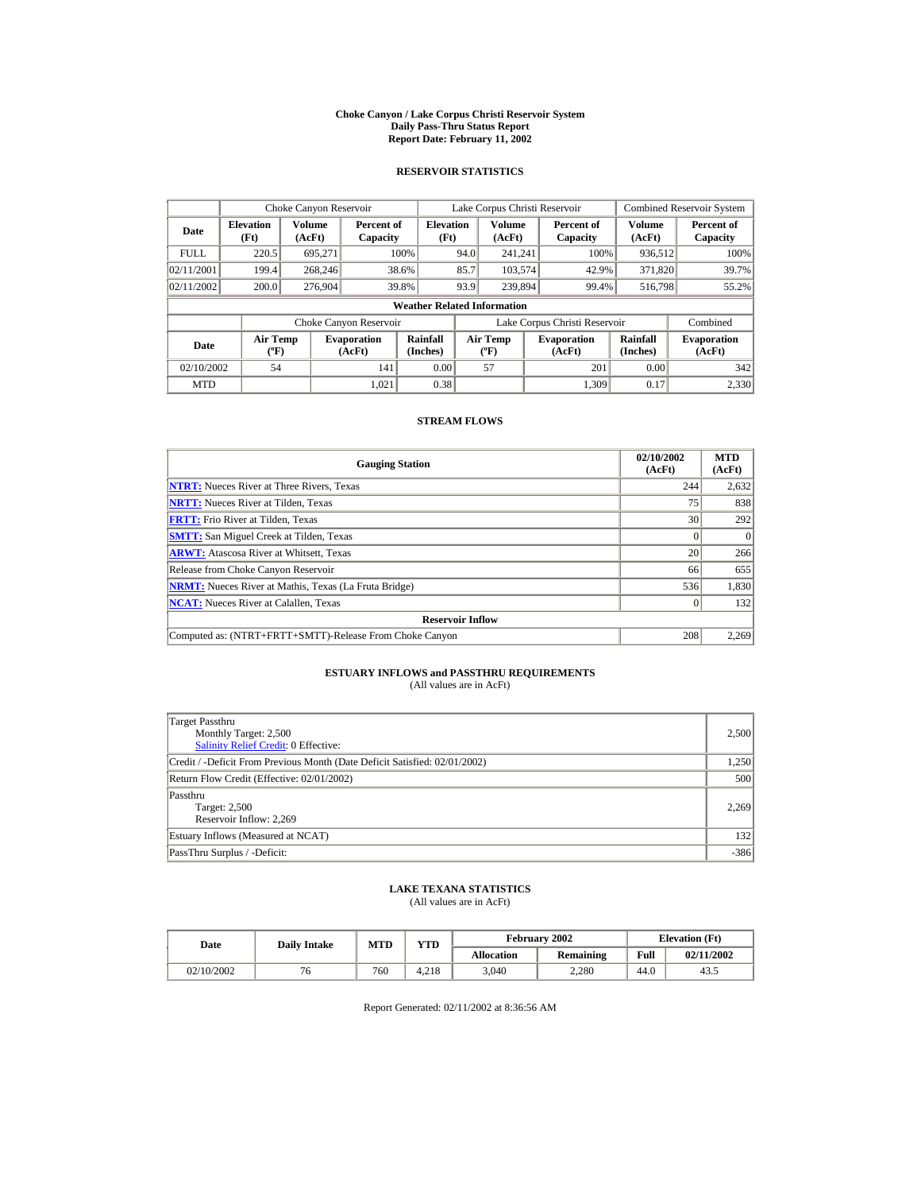# Choke Canyon / Lake Corpus Christi Reservoir System
## Daily Pass-Thru Status Report
## Report Date: February 11, 2002

### RESERVOIR STATISTICS

| Date | Choke Canyon Reservoir | | | Lake Corpus Christi Reservoir | | | Combined Reservoir System | |
|---|---|---|---|---|---|---|---|---|
| | Elevation (Ft) | Volume (AcFt) | Percent of Capacity | Elevation (Ft) | Volume (AcFt) | Percent of Capacity | Volume (AcFt) | Percent of Capacity |
| FULL | 220.5 | 695,271 | 100% | 94.0 | 241,241 | 100% | 936,512 | 100% |
| 02/11/2001 | 199.4 | 268,246 | 38.6% | 85.7 | 103,574 | 42.9% | 371,820 | 39.7% |
| 02/11/2002 | 200.0 | 276,904 | 39.8% | 93.9 | 239,894 | 99.4% | 516,798 | 55.2% |

**Weather Related Information**

| Date | Choke Canyon Reservoir | | | Lake Corpus Christi Reservoir | | | Combined |
|---|---|---|---|---|---|---|---|
| | Air Temp (ºF) | Evaporation (AcFt) | Rainfall (Inches) | Air Temp (ºF) | Evaporation (AcFt) | Rainfall (Inches) | Evaporation (AcFt) |
| 02/10/2002 | 54 | 141 | 0.00 | 57 | 201 | 0.00 | 342 |
| MTD | | 1,021 | 0.38 | | 1,309 | 0.17 | 2,330 |

### STREAM FLOWS

| Gauging Station | 02/10/2002 (AcFt) | MTD (AcFt) |
|---|---|---|
| NTRT: Nueces River at Three Rivers, Texas | 244 | 2,632 |
| NRTT: Nueces River at Tilden, Texas | 75 | 838 |
| FRTT: Frio River at Tilden, Texas | 30 | 292 |
| SMTT: San Miguel Creek at Tilden, Texas | 0 | 0 |
| ARWT: Atascosa River at Whitsett, Texas | 20 | 266 |
| Release from Choke Canyon Reservoir | 66 | 655 |
| NRMT: Nueces River at Mathis, Texas (La Fruta Bridge) | 536 | 1,830 |
| NCAT: Nueces River at Calallen, Texas | 0 | 132 |
| **Reservoir Inflow** | | |
| Computed as: (NTRT+FRTT+SMTT)-Release From Choke Canyon | 208 | 2,269 |

### ESTUARY INFLOWS and PASSTHRU REQUIREMENTS
(All values are in AcFt)

| | |
|---|---|
| Target Passthru<br>Monthly Target: 2,500<br>Salinity Relief Credit: 0 Effective: | 2,500 |
| Credit / -Deficit From Previous Month (Date Deficit Satisfied: 02/01/2002) | 1,250 |
| Return Flow Credit (Effective: 02/01/2002) | 500 |
| Passthru<br>Target: 2,500<br>Reservoir Inflow: 2,269 | 2,269 |
| Estuary Inflows (Measured at NCAT) | 132 |
| PassThru Surplus / -Deficit: | -386 |

### LAKE TEXANA STATISTICS
(All values are in AcFt)

| Date | Daily Intake | MTD | YTD | February 2002 | | Elevation (Ft) | |
|---|---|---|---|---|---|---|---|
| | | | | Allocation | Remaining | Full | 02/11/2002 |
| 02/10/2002 | 76 | 760 | 4,218 | 3,040 | 2,280 | 44.0 | 43.5 |

Report Generated: 02/11/2002 at 8:36:56 AM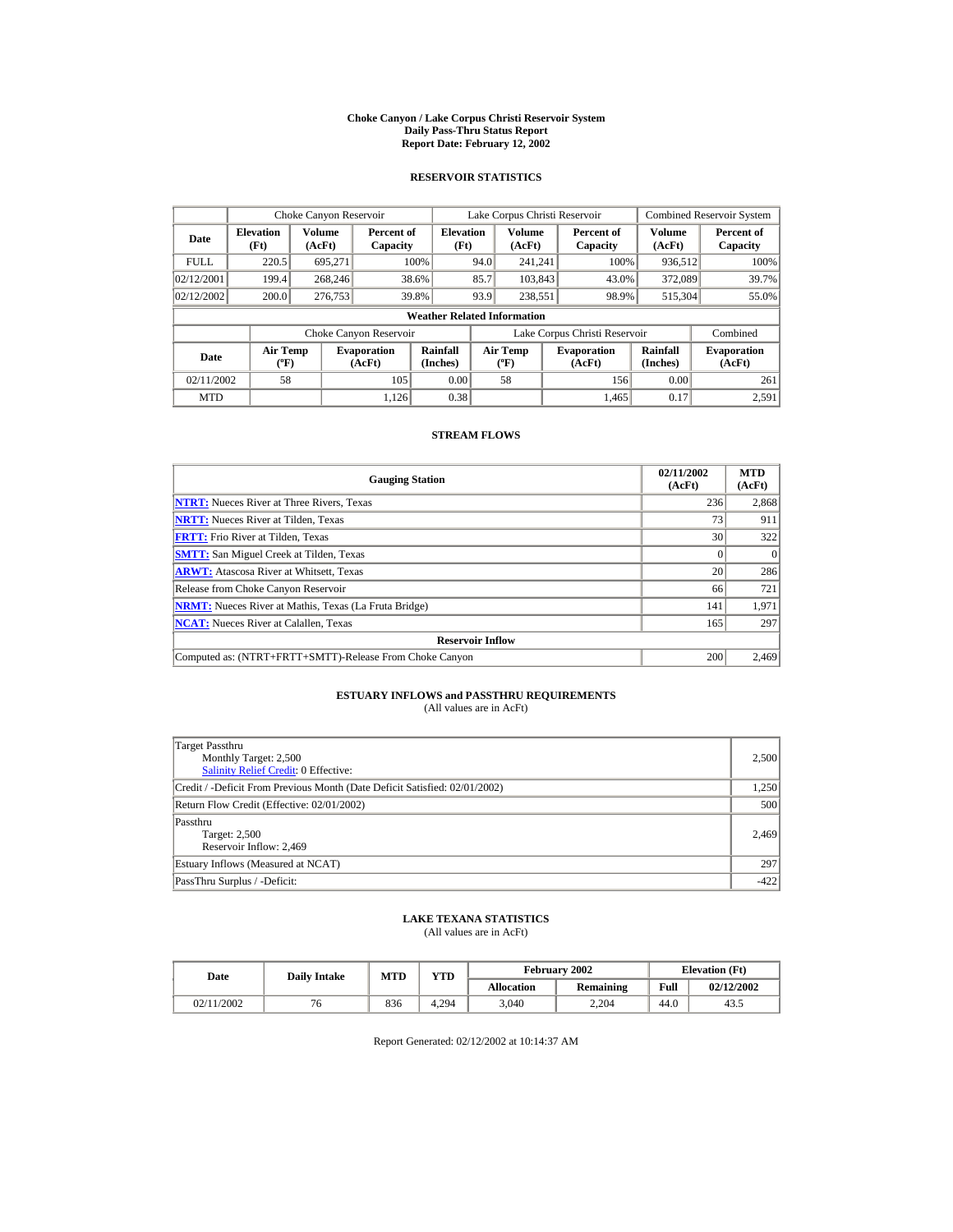# Choke Canyon / Lake Corpus Christi Reservoir System
## Daily Pass-Thru Status Report
## Report Date: February 12, 2002

### RESERVOIR STATISTICS

| | Choke Canyon Reservoir | | | Lake Corpus Christi Reservoir | | | Combined Reservoir System | |
|---|---|---|---|---|---|---|---|---|
| **Date** | **Elevation (Ft)** | **Volume (AcFt)** | **Percent of Capacity** | **Elevation (Ft)** | **Volume (AcFt)** | **Percent of Capacity** | **Volume (AcFt)** | **Percent of Capacity** |
| FULL | 220.5 | 695,271 | 100% | 94.0 | 241,241 | 100% | 936,512 | 100% |
| 02/12/2001 | 199.4 | 268,246 | 38.6% | 85.7 | 103,843 | 43.0% | 372,089 | 39.7% |
| 02/12/2002 | 200.0 | 276,753 | 39.8% | 93.9 | 238,551 | 98.9% | 515,304 | 55.0% |

**Weather Related Information**

| | Choke Canyon Reservoir | | | Lake Corpus Christi Reservoir | | | Combined |
|---|---|---|---|---|---|---|---|
| **Date** | **Air Temp (ºF)** | **Evaporation (AcFt)** | **Rainfall (Inches)** | **Air Temp (ºF)** | **Evaporation (AcFt)** | **Rainfall (Inches)** | **Evaporation (AcFt)** |
| 02/11/2002 | 58 | 105 | 0.00 | 58 | 156 | 0.00 | 261 |
| MTD | | 1,126 | 0.38 | | 1,465 | 0.17 | 2,591 |

### STREAM FLOWS

| Gauging Station | 02/11/2002 (AcFt) | MTD (AcFt) |
|---|---|---|
| NTRT: Nueces River at Three Rivers, Texas | 236 | 2,868 |
| NRTT: Nueces River at Tilden, Texas | 73 | 911 |
| FRTT: Frio River at Tilden, Texas | 30 | 322 |
| SMTT: San Miguel Creek at Tilden, Texas | 0 | 0 |
| ARWT: Atascosa River at Whitsett, Texas | 20 | 286 |
| Release from Choke Canyon Reservoir | 66 | 721 |
| NRMT: Nueces River at Mathis, Texas (La Fruta Bridge) | 141 | 1,971 |
| NCAT: Nueces River at Calallen, Texas | 165 | 297 |
| **Reservoir Inflow** | | |
| Computed as: (NTRT+FRTT+SMTT)-Release From Choke Canyon | 200 | 2,469 |

### ESTUARY INFLOWS and PASSTHRU REQUIREMENTS
(All values are in AcFt)

| | |
|---|---|
| Target Passthru<br>Monthly Target: 2,500<br>Salinity Relief Credit: 0 Effective: | 2,500 |
| Credit / -Deficit From Previous Month (Date Deficit Satisfied: 02/01/2002) | 1,250 |
| Return Flow Credit (Effective: 02/01/2002) | 500 |
| Passthru<br>Target: 2,500<br>Reservoir Inflow: 2,469 | 2,469 |
| Estuary Inflows (Measured at NCAT) | 297 |
| PassThru Surplus / -Deficit: | -422 |

### LAKE TEXANA STATISTICS
(All values are in AcFt)

| Date | Daily Intake | MTD | YTD | February 2002 | | Elevation (Ft) | |
|---|---|---|---|---|---|---|---|
| | | | | **Allocation** | **Remaining** | **Full** | **02/12/2002** |
| 02/11/2002 | 76 | 836 | 4,294 | 3,040 | 2,204 | 44.0 | 43.5 |

Report Generated: 02/12/2002 at 10:14:37 AM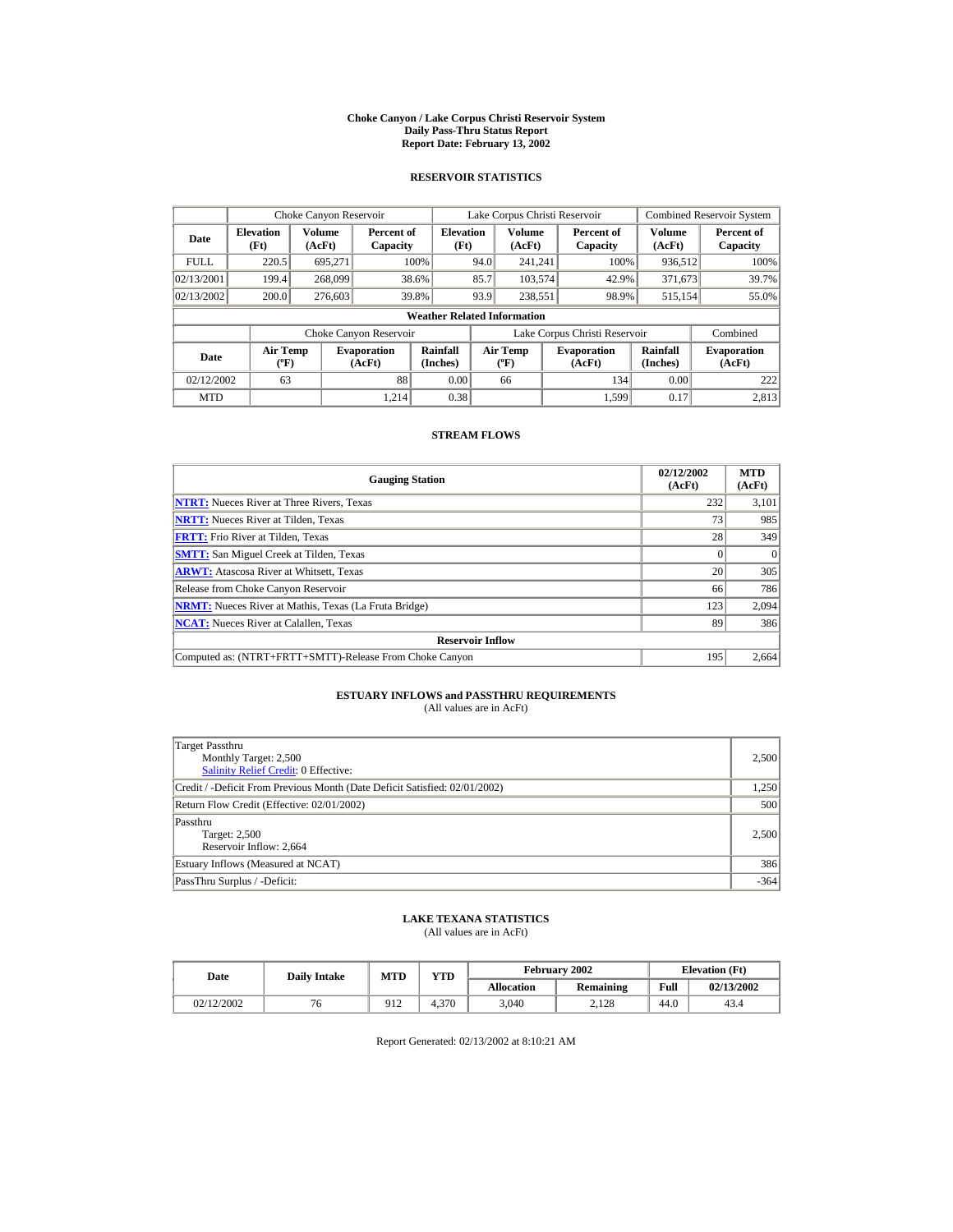# Choke Canyon / Lake Corpus Christi Reservoir System
## Daily Pass-Thru Status Report
## Report Date: February 13, 2002

### RESERVOIR STATISTICS

| | Choke Canyon Reservoir | | | Lake Corpus Christi Reservoir | | | Combined Reservoir System | |
|---|---|---|---|---|---|---|---|---|
| Date | Elevation (Ft) | Volume (AcFt) | Percent of Capacity | Elevation (Ft) | Volume (AcFt) | Percent of Capacity | Volume (AcFt) | Percent of Capacity |
| FULL | 220.5 | 695,271 | 100% | 94.0 | 241,241 | 100% | 936,512 | 100% |
| 02/13/2001 | 199.4 | 268,099 | 38.6% | 85.7 | 103,574 | 42.9% | 371,673 | 39.7% |
| 02/13/2002 | 200.0 | 276,603 | 39.8% | 93.9 | 238,551 | 98.9% | 515,154 | 55.0% |

**Weather Related Information**

| | Choke Canyon Reservoir | | | Lake Corpus Christi Reservoir | | | Combined |
|---|---|---|---|---|---|---|---|
| Date | Air Temp (ºF) | Evaporation (AcFt) | Rainfall (Inches) | Air Temp (ºF) | Evaporation (AcFt) | Rainfall (Inches) | Evaporation (AcFt) |
| 02/12/2002 | 63 | 88 | 0.00 | 66 | 134 | 0.00 | 222 |
| MTD | | 1,214 | 0.38 | | 1,599 | 0.17 | 2,813 |

### STREAM FLOWS

| Gauging Station | 02/12/2002 (AcFt) | MTD (AcFt) |
|---|---|---|
| NTRT: Nueces River at Three Rivers, Texas | 232 | 3,101 |
| NRTT: Nueces River at Tilden, Texas | 73 | 985 |
| FRTT: Frio River at Tilden, Texas | 28 | 349 |
| SMTT: San Miguel Creek at Tilden, Texas | 0 | 0 |
| ARWT: Atascosa River at Whitsett, Texas | 20 | 305 |
| Release from Choke Canyon Reservoir | 66 | 786 |
| NRMT: Nueces River at Mathis, Texas (La Fruta Bridge) | 123 | 2,094 |
| NCAT: Nueces River at Calallen, Texas | 89 | 386 |
| **Reservoir Inflow** | | |
| Computed as: (NTRT+FRTT+SMTT)-Release From Choke Canyon | 195 | 2,664 |

### ESTUARY INFLOWS and PASSTHRU REQUIREMENTS
(All values are in AcFt)

| | |
|---|---|
| Target Passthru<br>Monthly Target: 2,500<br>Salinity Relief Credit: 0 Effective: | 2,500 |
| Credit / -Deficit From Previous Month (Date Deficit Satisfied: 02/01/2002) | 1,250 |
| Return Flow Credit (Effective: 02/01/2002) | 500 |
| Passthru<br>Target: 2,500<br>Reservoir Inflow: 2,664 | 2,500 |
| Estuary Inflows (Measured at NCAT) | 386 |
| PassThru Surplus / -Deficit: | -364 |

### LAKE TEXANA STATISTICS
(All values are in AcFt)

| Date | Daily Intake | MTD | YTD | February 2002 | | Elevation (Ft) | |
|---|---|---|---|---|---|---|---|
| | | | | Allocation | Remaining | Full | 02/13/2002 |
| 02/12/2002 | 76 | 912 | 4,370 | 3,040 | 2,128 | 44.0 | 43.4 |

Report Generated: 02/13/2002 at 8:10:21 AM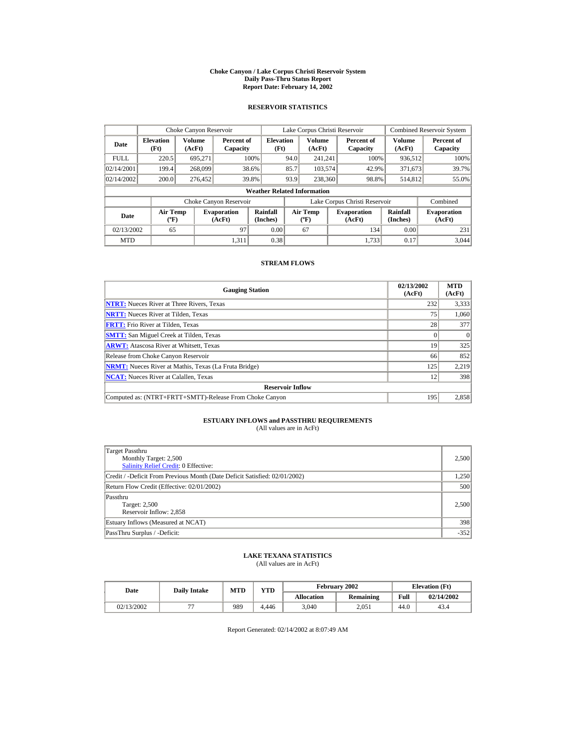# Choke Canyon / Lake Corpus Christi Reservoir System
## Daily Pass-Thru Status Report
## Report Date: February 14, 2002

### RESERVOIR STATISTICS

| | Choke Canyon Reservoir | | | Lake Corpus Christi Reservoir | | | Combined Reservoir System | |
|---|---|---|---|---|---|---|---|---|
| Date | Elevation (Ft) | Volume (AcFt) | Percent of Capacity | Elevation (Ft) | Volume (AcFt) | Percent of Capacity | Volume (AcFt) | Percent of Capacity |
| FULL | 220.5 | 695,271 | 100% | 94.0 | 241,241 | 100% | 936,512 | 100% |
| 02/14/2001 | 199.4 | 268,099 | 38.6% | 85.7 | 103,574 | 42.9% | 371,673 | 39.7% |
| 02/14/2002 | 200.0 | 276,452 | 39.8% | 93.9 | 238,360 | 98.8% | 514,812 | 55.0% |

**Weather Related Information**

| | Choke Canyon Reservoir | | | Lake Corpus Christi Reservoir | | | Combined |
|---|---|---|---|---|---|---|---|
| Date | Air Temp (°F) | Evaporation (AcFt) | Rainfall (Inches) | Air Temp (°F) | Evaporation (AcFt) | Rainfall (Inches) | Evaporation (AcFt) |
| 02/13/2002 | 65 | 97 | 0.00 | 67 | 134 | 0.00 | 231 |
| MTD | | 1,311 | 0.38 | | 1,733 | 0.17 | 3,044 |

### STREAM FLOWS

| Gauging Station | 02/13/2002 (AcFt) | MTD (AcFt) |
|---|---|---|
| NTRT: Nueces River at Three Rivers, Texas | 232 | 3,333 |
| NRTT: Nueces River at Tilden, Texas | 75 | 1,060 |
| FRTT: Frio River at Tilden, Texas | 28 | 377 |
| SMTT: San Miguel Creek at Tilden, Texas | 0 | 0 |
| ARWT: Atascosa River at Whitsett, Texas | 19 | 325 |
| Release from Choke Canyon Reservoir | 66 | 852 |
| NRMT: Nueces River at Mathis, Texas (La Fruta Bridge) | 125 | 2,219 |
| NCAT: Nueces River at Calallen, Texas | 12 | 398 |
| **Reservoir Inflow** | | |
| Computed as: (NTRT+FRTT+SMTT)-Release From Choke Canyon | 195 | 2,858 |

### ESTUARY INFLOWS and PASSTHRU REQUIREMENTS
(All values are in AcFt)

| | |
|---|---|
| Target Passthru<br>Monthly Target: 2,500<br>Salinity Relief Credit: 0 Effective: | 2,500 |
| Credit / -Deficit From Previous Month (Date Deficit Satisfied: 02/01/2002) | 1,250 |
| Return Flow Credit (Effective: 02/01/2002) | 500 |
| Passthru<br>Target: 2,500<br>Reservoir Inflow: 2,858 | 2,500 |
| Estuary Inflows (Measured at NCAT) | 398 |
| PassThru Surplus / -Deficit: | -352 |

### LAKE TEXANA STATISTICS
(All values are in AcFt)

| Date | Daily Intake | MTD | YTD | February 2002 | | Elevation (Ft) | |
|---|---|---|---|---|---|---|---|
| | | | | Allocation | Remaining | Full | 02/14/2002 |
| 02/13/2002 | 77 | 989 | 4,446 | 3,040 | 2,051 | 44.0 | 43.4 |

Report Generated: 02/14/2002 at 8:07:49 AM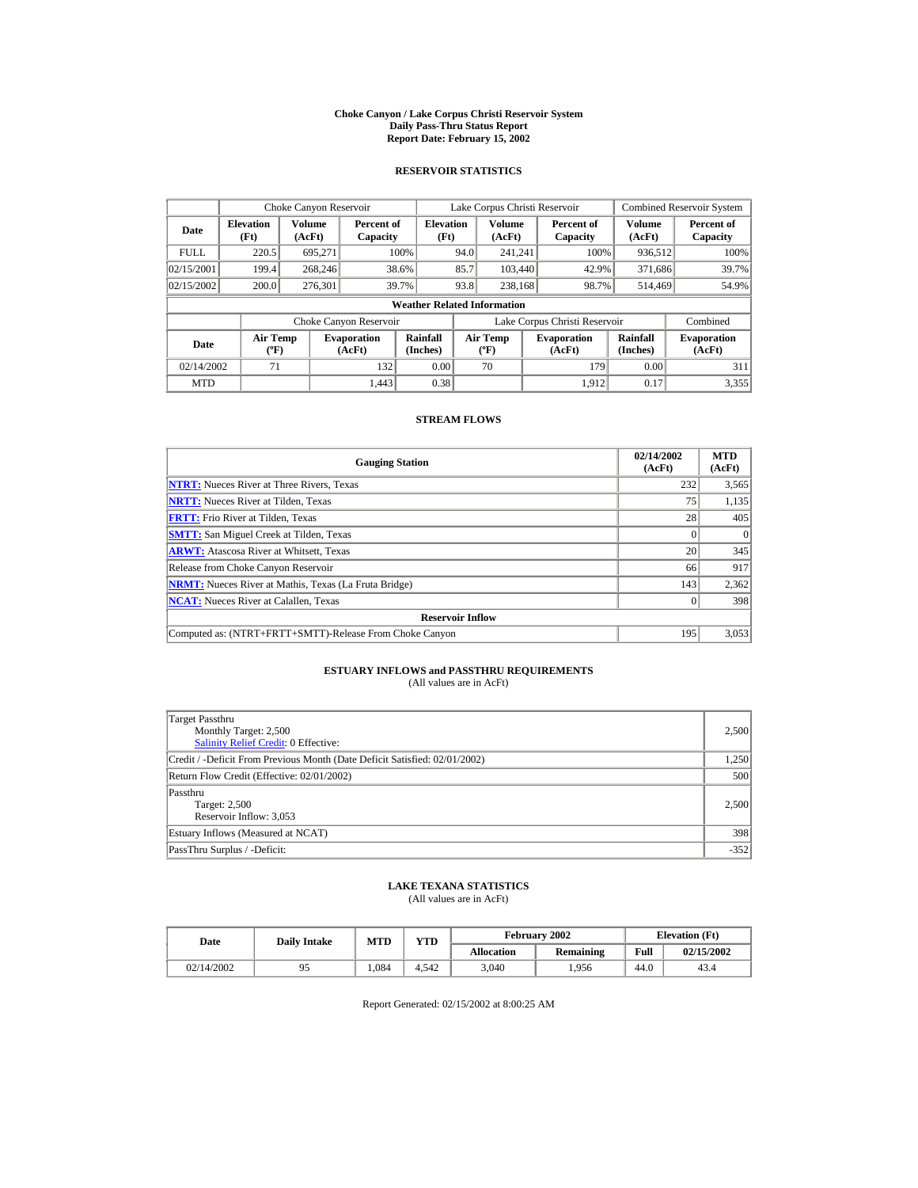# Choke Canyon / Lake Corpus Christi Reservoir System
## Daily Pass-Thru Status Report
### Report Date: February 15, 2002

## RESERVOIR STATISTICS

| Date | Choke Canyon Reservoir | | | Lake Corpus Christi Reservoir | | | Combined Reservoir System | |
|---|---|---|---|---|---|---|---|---|
| | Elevation (Ft) | Volume (AcFt) | Percent of Capacity | Elevation (Ft) | Volume (AcFt) | Percent of Capacity | Volume (AcFt) | Percent of Capacity |
| FULL | 220.5 | 695,271 | 100% | 94.0 | 241,241 | 100% | 936,512 | 100% |
| 02/15/2001 | 199.4 | 268,246 | 38.6% | 85.7 | 103,440 | 42.9% | 371,686 | 39.7% |
| 02/15/2002 | 200.0 | 276,301 | 39.7% | 93.8 | 238,168 | 98.7% | 514,469 | 54.9% |

**Weather Related Information**

| Date | Choke Canyon Reservoir | | | Lake Corpus Christi Reservoir | | | Combined |
|---|---|---|---|---|---|---|---|
| | Air Temp (ºF) | Evaporation (AcFt) | Rainfall (Inches) | Air Temp (ºF) | Evaporation (AcFt) | Rainfall (Inches) | Evaporation (AcFt) |
| 02/14/2002 | 71 | 132 | 0.00 | 70 | 179 | 0.00 | 311 |
| MTD | | 1,443 | 0.38 | | 1,912 | 0.17 | 3,355 |

## STREAM FLOWS

| Gauging Station | 02/14/2002 (AcFt) | MTD (AcFt) |
|---|---|---|
| NTRT: Nueces River at Three Rivers, Texas | 232 | 3,565 |
| NRTT: Nueces River at Tilden, Texas | 75 | 1,135 |
| FRTT: Frio River at Tilden, Texas | 28 | 405 |
| SMTT: San Miguel Creek at Tilden, Texas | 0 | 0 |
| ARWT: Atascosa River at Whitsett, Texas | 20 | 345 |
| Release from Choke Canyon Reservoir | 66 | 917 |
| NRMT: Nueces River at Mathis, Texas (La Fruta Bridge) | 143 | 2,362 |
| NCAT: Nueces River at Calallen, Texas | 0 | 398 |
| **Reservoir Inflow** | | |
| Computed as: (NTRT+FRTT+SMTT)-Release From Choke Canyon | 195 | 3,053 |

## ESTUARY INFLOWS and PASSTHRU REQUIREMENTS
(All values are in AcFt)

| | |
|---|---|
| Target Passthru<br>Monthly Target: 2,500<br>Salinity Relief Credit: 0 Effective: | 2,500 |
| Credit / -Deficit From Previous Month (Date Deficit Satisfied: 02/01/2002) | 1,250 |
| Return Flow Credit (Effective: 02/01/2002) | 500 |
| Passthru<br>Target: 2,500<br>Reservoir Inflow: 3,053 | 2,500 |
| Estuary Inflows (Measured at NCAT) | 398 |
| PassThru Surplus / -Deficit: | -352 |

## LAKE TEXANA STATISTICS
(All values are in AcFt)

| Date | Daily Intake | MTD | YTD | February 2002 | | Elevation (Ft) | |
|---|---|---|---|---|---|---|---|
| | | | | Allocation | Remaining | Full | 02/15/2002 |
| 02/14/2002 | 95 | 1,084 | 4,542 | 3,040 | 1,956 | 44.0 | 43.4 |

Report Generated: 02/15/2002 at 8:00:25 AM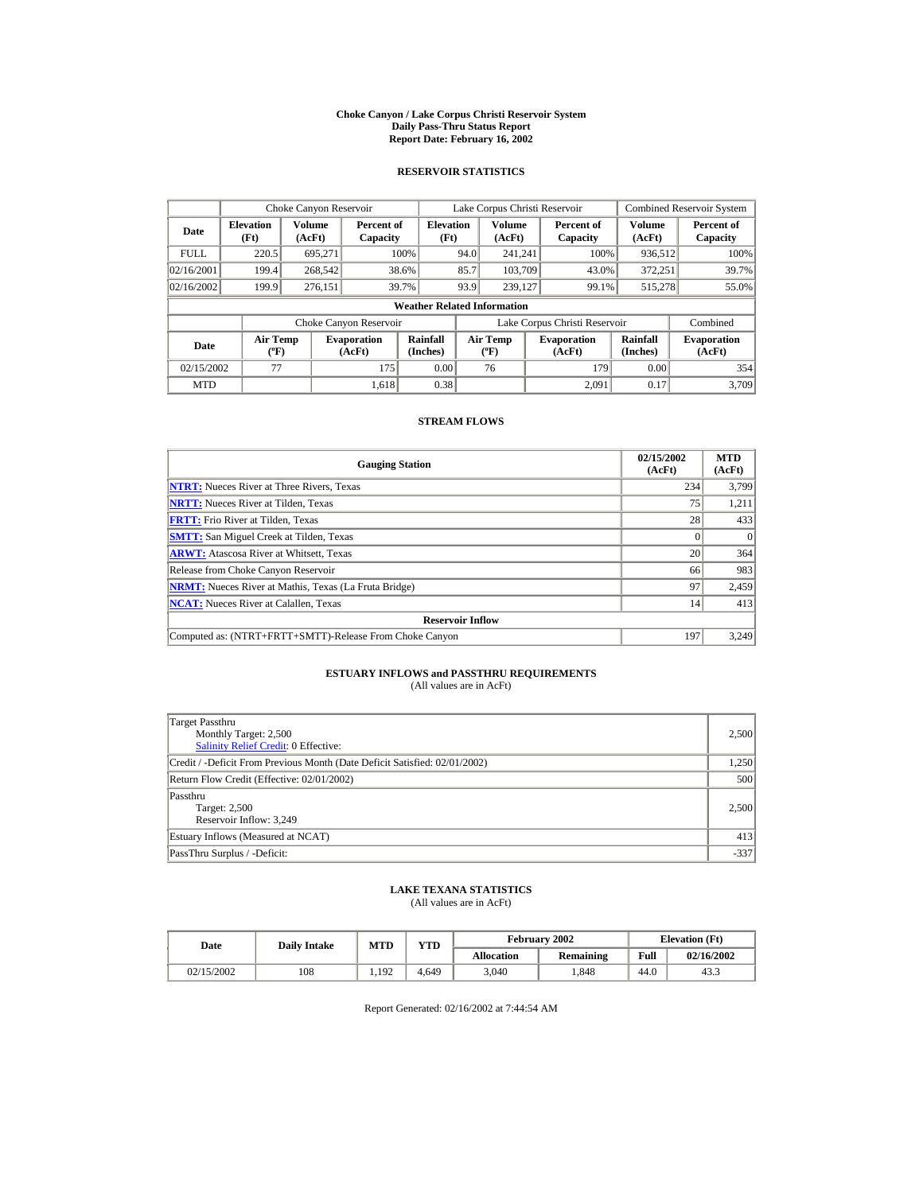# Choke Canyon / Lake Corpus Christi Reservoir System
## Daily Pass-Thru Status Report
### Report Date: February 16, 2002

## RESERVOIR STATISTICS

| Date | Choke Canyon Reservoir | | | Lake Corpus Christi Reservoir | | | Combined Reservoir System | |
|---|---|---|---|---|---|---|---|---|
| | Elevation (Ft) | Volume (AcFt) | Percent of Capacity | Elevation (Ft) | Volume (AcFt) | Percent of Capacity | Volume (AcFt) | Percent of Capacity |
| FULL | 220.5 | 695,271 | 100% | 94.0 | 241,241 | 100% | 936,512 | 100% |
| 02/16/2001 | 199.4 | 268,542 | 38.6% | 85.7 | 103,709 | 43.0% | 372,251 | 39.7% |
| 02/16/2002 | 199.9 | 276,151 | 39.7% | 93.9 | 239,127 | 99.1% | 515,278 | 55.0% |

**Weather Related Information**

| Date | Choke Canyon Reservoir | | | Lake Corpus Christi Reservoir | | | Combined |
|---|---|---|---|---|---|---|---|
| | Air Temp (ºF) | Evaporation (AcFt) | Rainfall (Inches) | Air Temp (ºF) | Evaporation (AcFt) | Rainfall (Inches) | Evaporation (AcFt) |
| 02/15/2002 | 77 | 175 | 0.00 | 76 | 179 | 0.00 | 354 |
| MTD | | 1,618 | 0.38 | | 2,091 | 0.17 | 3,709 |

## STREAM FLOWS

| Gauging Station | 02/15/2002 (AcFt) | MTD (AcFt) |
|---|---|---|
| NTRT: Nueces River at Three Rivers, Texas | 234 | 3,799 |
| NRTT: Nueces River at Tilden, Texas | 75 | 1,211 |
| FRTT: Frio River at Tilden, Texas | 28 | 433 |
| SMTT: San Miguel Creek at Tilden, Texas | 0 | 0 |
| ARWT: Atascosa River at Whitsett, Texas | 20 | 364 |
| Release from Choke Canyon Reservoir | 66 | 983 |
| NRMT: Nueces River at Mathis, Texas (La Fruta Bridge) | 97 | 2,459 |
| NCAT: Nueces River at Calallen, Texas | 14 | 413 |
| **Reservoir Inflow** | | |
| Computed as: (NTRT+FRTT+SMTT)-Release From Choke Canyon | 197 | 3,249 |

## ESTUARY INFLOWS and PASSTHRU REQUIREMENTS
(All values are in AcFt)

| | |
|---|---|
| Target Passthru<br>Monthly Target: 2,500<br>Salinity Relief Credit: 0 Effective: | 2,500 |
| Credit / -Deficit From Previous Month (Date Deficit Satisfied: 02/01/2002) | 1,250 |
| Return Flow Credit (Effective: 02/01/2002) | 500 |
| Passthru<br>Target: 2,500<br>Reservoir Inflow: 3,249 | 2,500 |
| Estuary Inflows (Measured at NCAT) | 413 |
| PassThru Surplus / -Deficit: | -337 |

## LAKE TEXANA STATISTICS
(All values are in AcFt)

| Date | Daily Intake | MTD | YTD | February 2002 | | Elevation (Ft) | |
|---|---|---|---|---|---|---|---|
| | | | | Allocation | Remaining | Full | 02/16/2002 |
| 02/15/2002 | 108 | 1,192 | 4,649 | 3,040 | 1,848 | 44.0 | 43.3 |

Report Generated: 02/16/2002 at 7:44:54 AM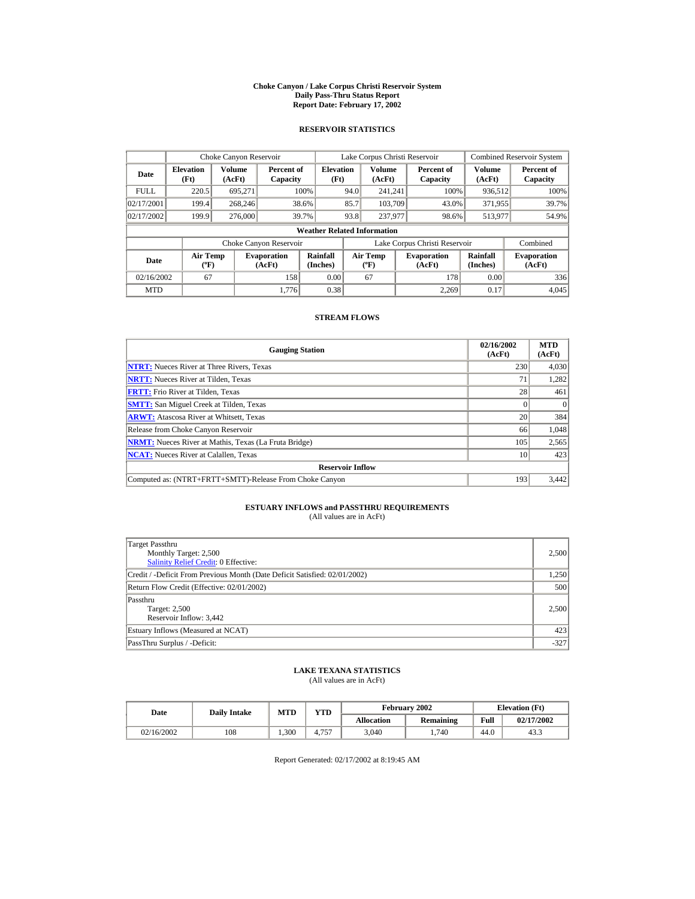**Choke Canyon / Lake Corpus Christi Reservoir System**
**Daily Pass-Thru Status Report**
**Report Date: February 17, 2002**

## RESERVOIR STATISTICS

| | Choke Canyon Reservoir | | | Lake Corpus Christi Reservoir | | | Combined Reservoir System | |
|---|---|---|---|---|---|---|---|---|
| **Date** | **Elevation (Ft)** | **Volume (AcFt)** | **Percent of Capacity** | **Elevation (Ft)** | **Volume (AcFt)** | **Percent of Capacity** | **Volume (AcFt)** | **Percent of Capacity** |
| FULL | 220.5 | 695,271 | 100% | 94.0 | 241,241 | 100% | 936,512 | 100% |
| 02/17/2001 | 199.4 | 268,246 | 38.6% | 85.7 | 103,709 | 43.0% | 371,955 | 39.7% |
| 02/17/2002 | 199.9 | 276,000 | 39.7% | 93.8 | 237,977 | 98.6% | 513,977 | 54.9% |

**Weather Related Information**

| | Choke Canyon Reservoir | | | Lake Corpus Christi Reservoir | | | Combined |
|---|---|---|---|---|---|---|---|
| **Date** | **Air Temp (ºF)** | **Evaporation (AcFt)** | **Rainfall (Inches)** | **Air Temp (ºF)** | **Evaporation (AcFt)** | **Rainfall (Inches)** | **Evaporation (AcFt)** |
| 02/16/2002 | 67 | 158 | 0.00 | 67 | 178 | 0.00 | 336 |
| MTD | | 1,776 | 0.38 | | 2,269 | 0.17 | 4,045 |

## STREAM FLOWS

| Gauging Station | 02/16/2002 (AcFt) | MTD (AcFt) |
|---|---|---|
| **NTRT:** Nueces River at Three Rivers, Texas | 230 | 4,030 |
| **NRTT:** Nueces River at Tilden, Texas | 71 | 1,282 |
| **FRTT:** Frio River at Tilden, Texas | 28 | 461 |
| **SMTT:** San Miguel Creek at Tilden, Texas | 0 | 0 |
| **ARWT:** Atascosa River at Whitsett, Texas | 20 | 384 |
| Release from Choke Canyon Reservoir | 66 | 1,048 |
| **NRMT:** Nueces River at Mathis, Texas (La Fruta Bridge) | 105 | 2,565 |
| **NCAT:** Nueces River at Calallen, Texas | 10 | 423 |
| **Reservoir Inflow** | | |
| Computed as: (NTRT+FRTT+SMTT)-Release From Choke Canyon | 193 | 3,442 |

## ESTUARY INFLOWS and PASSTHRU REQUIREMENTS

(All values are in AcFt)

| | |
|---|---|
| Target Passthru<br>Monthly Target: 2,500<br>Salinity Relief Credit: 0 Effective: | 2,500 |
| Credit / -Deficit From Previous Month (Date Deficit Satisfied: 02/01/2002) | 1,250 |
| Return Flow Credit (Effective: 02/01/2002) | 500 |
| Passthru<br>Target: 2,500<br>Reservoir Inflow: 3,442 | 2,500 |
| Estuary Inflows (Measured at NCAT) | 423 |
| PassThru Surplus / -Deficit: | -327 |

## LAKE TEXANA STATISTICS

(All values are in AcFt)

| Date | Daily Intake | MTD | YTD | February 2002 | | Elevation (Ft) | |
|---|---|---|---|---|---|---|---|
| | | | | **Allocation** | **Remaining** | **Full** | **02/17/2002** |
| 02/16/2002 | 108 | 1,300 | 4,757 | 3,040 | 1,740 | 44.0 | 43.3 |

Report Generated: 02/17/2002 at 8:19:45 AM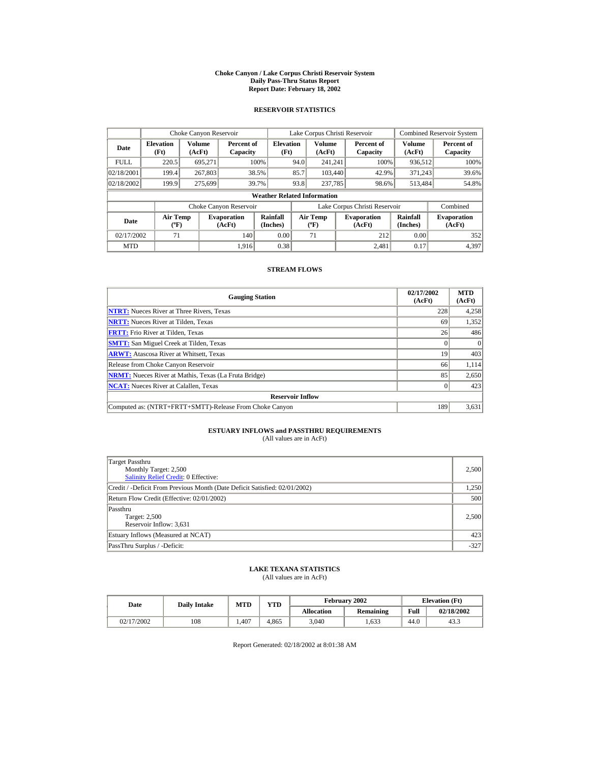# Choke Canyon / Lake Corpus Christi Reservoir System
## Daily Pass-Thru Status Report
## Report Date: February 18, 2002

### RESERVOIR STATISTICS

| Date | Choke Canyon Reservoir | | | Lake Corpus Christi Reservoir | | | Combined Reservoir System | |
|---|---|---|---|---|---|---|---|---|
| | Elevation (Ft) | Volume (AcFt) | Percent of Capacity | Elevation (Ft) | Volume (AcFt) | Percent of Capacity | Volume (AcFt) | Percent of Capacity |
| FULL | 220.5 | 695,271 | 100% | 94.0 | 241,241 | 100% | 936,512 | 100% |
| 02/18/2001 | 199.4 | 267,803 | 38.5% | 85.7 | 103,440 | 42.9% | 371,243 | 39.6% |
| 02/18/2002 | 199.9 | 275,699 | 39.7% | 93.8 | 237,785 | 98.6% | 513,484 | 54.8% |

**Weather Related Information**

| Date | Choke Canyon Reservoir | | | Lake Corpus Christi Reservoir | | | Combined |
|---|---|---|---|---|---|---|---|
| | Air Temp (ºF) | Evaporation (AcFt) | Rainfall (Inches) | Air Temp (ºF) | Evaporation (AcFt) | Rainfall (Inches) | Evaporation (AcFt) |
| 02/17/2002 | 71 | 140 | 0.00 | 71 | 212 | 0.00 | 352 |
| MTD | | 1,916 | 0.38 | | 2,481 | 0.17 | 4,397 |

### STREAM FLOWS

| Gauging Station | 02/17/2002 (AcFt) | MTD (AcFt) |
|---|---|---|
| NTRT: Nueces River at Three Rivers, Texas | 228 | 4,258 |
| NRTT: Nueces River at Tilden, Texas | 69 | 1,352 |
| FRTT: Frio River at Tilden, Texas | 26 | 486 |
| SMTT: San Miguel Creek at Tilden, Texas | 0 | 0 |
| ARWT: Atascosa River at Whitsett, Texas | 19 | 403 |
| Release from Choke Canyon Reservoir | 66 | 1,114 |
| NRMT: Nueces River at Mathis, Texas (La Fruta Bridge) | 85 | 2,650 |
| NCAT: Nueces River at Calallen, Texas | 0 | 423 |
| **Reservoir Inflow** | | |
| Computed as: (NTRT+FRTT+SMTT)-Release From Choke Canyon | 189 | 3,631 |

### ESTUARY INFLOWS and PASSTHRU REQUIREMENTS
(All values are in AcFt)

| | |
|---|---|
| Target Passthru<br>Monthly Target: 2,500<br>Salinity Relief Credit: 0 Effective: | 2,500 |
| Credit / -Deficit From Previous Month (Date Deficit Satisfied: 02/01/2002) | 1,250 |
| Return Flow Credit (Effective: 02/01/2002) | 500 |
| Passthru<br>Target: 2,500<br>Reservoir Inflow: 3,631 | 2,500 |
| Estuary Inflows (Measured at NCAT) | 423 |
| PassThru Surplus / -Deficit: | -327 |

### LAKE TEXANA STATISTICS
(All values are in AcFt)

| Date | Daily Intake | MTD | YTD | February 2002 | | Elevation (Ft) | |
|---|---|---|---|---|---|---|---|
| | | | | Allocation | Remaining | Full | 02/18/2002 |
| 02/17/2002 | 108 | 1,407 | 4,865 | 3,040 | 1,633 | 44.0 | 43.3 |

Report Generated: 02/18/2002 at 8:01:38 AM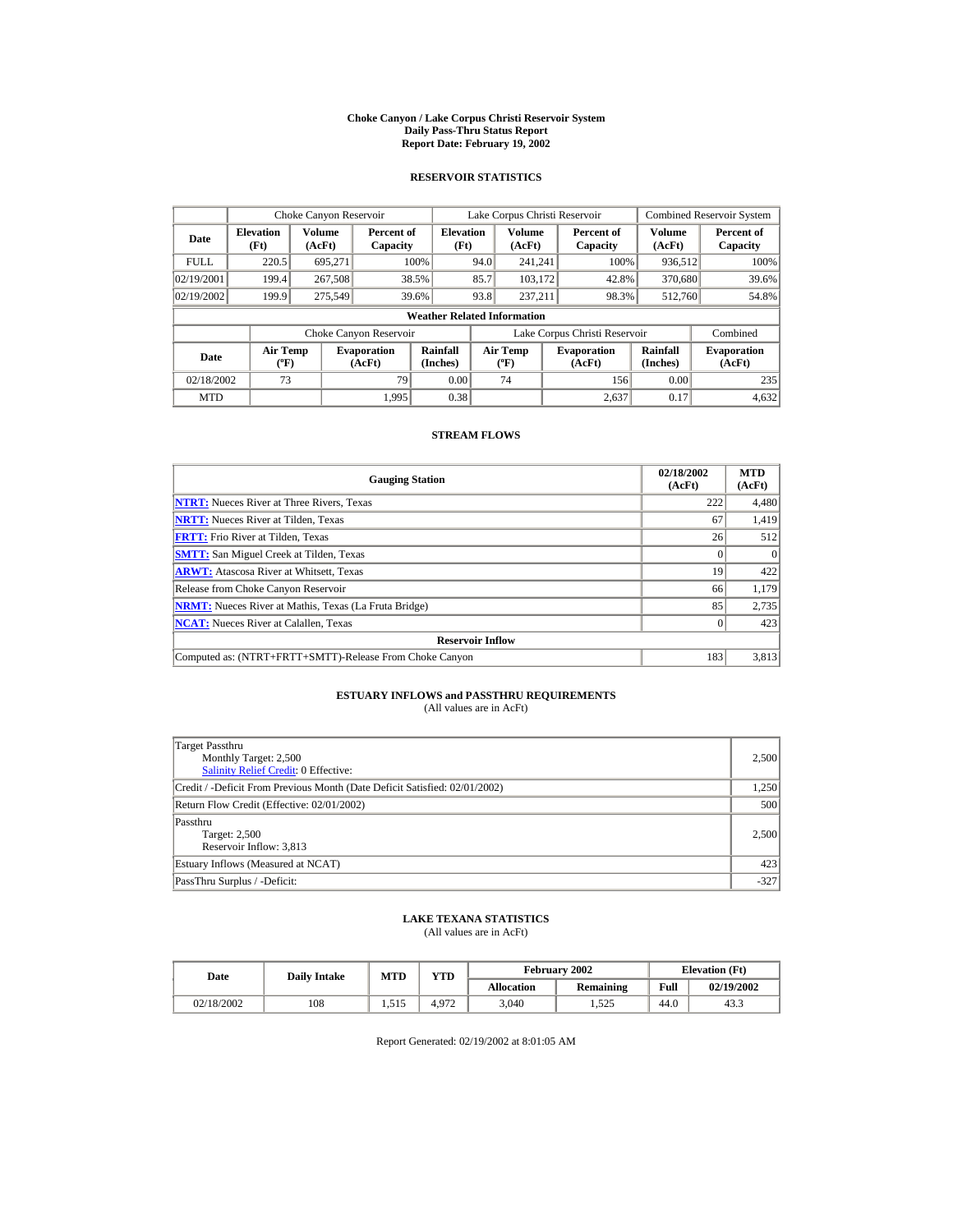# Choke Canyon / Lake Corpus Christi Reservoir System
## Daily Pass-Thru Status Report
## Report Date: February 19, 2002

### RESERVOIR STATISTICS

| | Choke Canyon Reservoir | | | Lake Corpus Christi Reservoir | | | Combined Reservoir System | |
|---|---|---|---|---|---|---|---|---|
| **Date** | **Elevation (Ft)** | **Volume (AcFt)** | **Percent of Capacity** | **Elevation (Ft)** | **Volume (AcFt)** | **Percent of Capacity** | **Volume (AcFt)** | **Percent of Capacity** |
| FULL | 220.5 | 695,271 | 100% | 94.0 | 241,241 | 100% | 936,512 | 100% |
| 02/19/2001 | 199.4 | 267,508 | 38.5% | 85.7 | 103,172 | 42.8% | 370,680 | 39.6% |
| 02/19/2002 | 199.9 | 275,549 | 39.6% | 93.8 | 237,211 | 98.3% | 512,760 | 54.8% |

**Weather Related Information**

| | Choke Canyon Reservoir | | | Lake Corpus Christi Reservoir | | | Combined |
|---|---|---|---|---|---|---|---|
| **Date** | **Air Temp (ºF)** | **Evaporation (AcFt)** | **Rainfall (Inches)** | **Air Temp (ºF)** | **Evaporation (AcFt)** | **Rainfall (Inches)** | **Evaporation (AcFt)** |
| 02/18/2002 | 73 | 79 | 0.00 | 74 | 156 | 0.00 | 235 |
| MTD | | 1,995 | 0.38 | | 2,637 | 0.17 | 4,632 |

### STREAM FLOWS

| Gauging Station | 02/18/2002 (AcFt) | MTD (AcFt) |
|---|---|---|
| NTRT: Nueces River at Three Rivers, Texas | 222 | 4,480 |
| NRTT: Nueces River at Tilden, Texas | 67 | 1,419 |
| FRTT: Frio River at Tilden, Texas | 26 | 512 |
| SMTT: San Miguel Creek at Tilden, Texas | 0 | 0 |
| ARWT: Atascosa River at Whitsett, Texas | 19 | 422 |
| Release from Choke Canyon Reservoir | 66 | 1,179 |
| NRMT: Nueces River at Mathis, Texas (La Fruta Bridge) | 85 | 2,735 |
| NCAT: Nueces River at Calallen, Texas | 0 | 423 |
| **Reservoir Inflow** | | |
| Computed as: (NTRT+FRTT+SMTT)-Release From Choke Canyon | 183 | 3,813 |

### ESTUARY INFLOWS and PASSTHRU REQUIREMENTS
(All values are in AcFt)

| | |
|---|---|
| Target Passthru<br>Monthly Target: 2,500<br>Salinity Relief Credit: 0 Effective: | 2,500 |
| Credit / -Deficit From Previous Month (Date Deficit Satisfied: 02/01/2002) | 1,250 |
| Return Flow Credit (Effective: 02/01/2002) | 500 |
| Passthru<br>Target: 2,500<br>Reservoir Inflow: 3,813 | 2,500 |
| Estuary Inflows (Measured at NCAT) | 423 |
| PassThru Surplus / -Deficit: | -327 |

### LAKE TEXANA STATISTICS
(All values are in AcFt)

| Date | Daily Intake | MTD | YTD | February 2002 | | Elevation (Ft) | |
|---|---|---|---|---|---|---|---|
| | | | | **Allocation** | **Remaining** | **Full** | **02/19/2002** |
| 02/18/2002 | 108 | 1,515 | 4,972 | 3,040 | 1,525 | 44.0 | 43.3 |

Report Generated: 02/19/2002 at 8:01:05 AM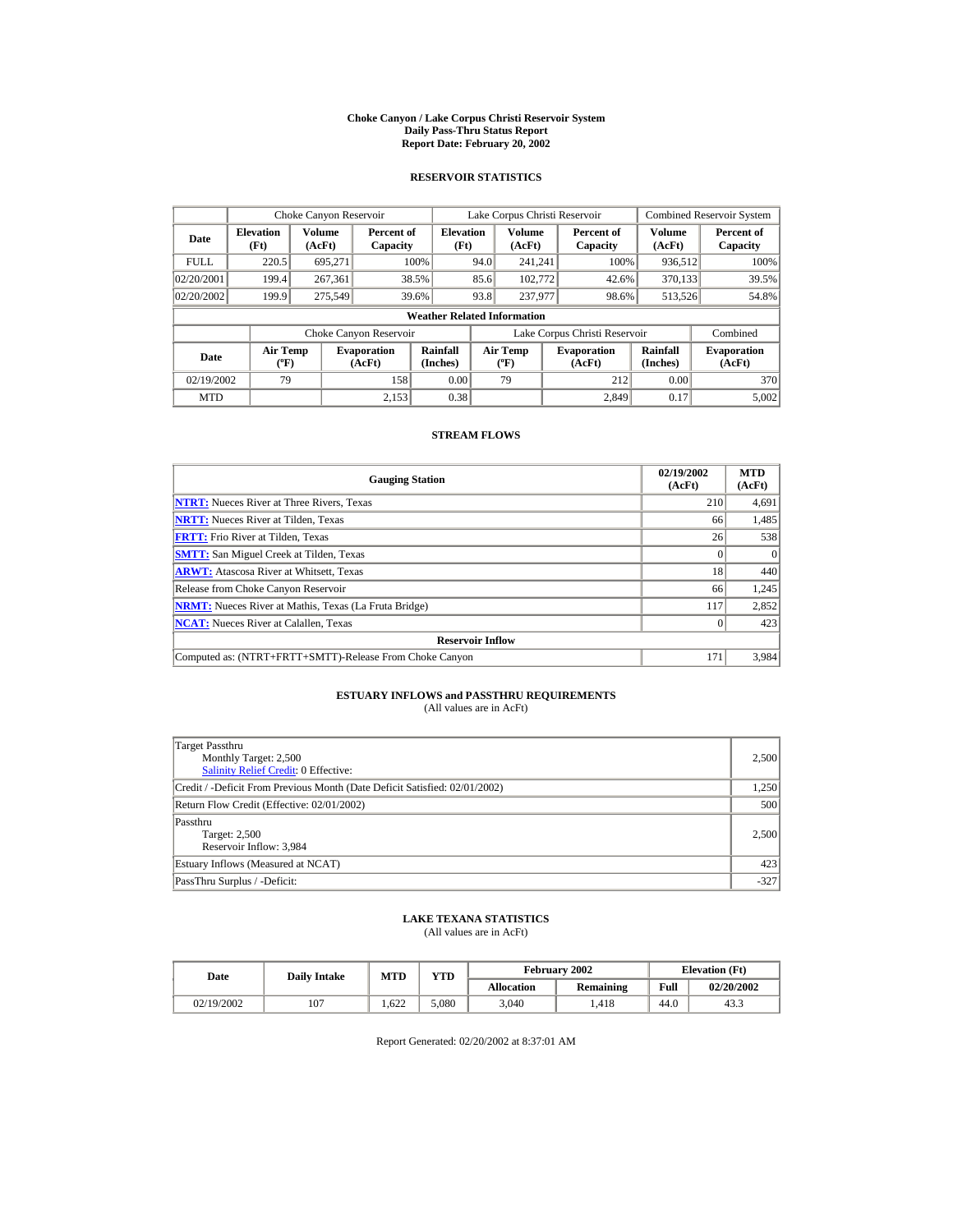# Choke Canyon / Lake Corpus Christi Reservoir System
## Daily Pass-Thru Status Report
## Report Date: February 20, 2002

### RESERVOIR STATISTICS

| | Choke Canyon Reservoir | | | Lake Corpus Christi Reservoir | | | Combined Reservoir System | |
|---|---|---|---|---|---|---|---|---|
| **Date** | **Elevation (Ft)** | **Volume (AcFt)** | **Percent of Capacity** | **Elevation (Ft)** | **Volume (AcFt)** | **Percent of Capacity** | **Volume (AcFt)** | **Percent of Capacity** |
| FULL | 220.5 | 695,271 | 100% | 94.0 | 241,241 | 100% | 936,512 | 100% |
| 02/20/2001 | 199.4 | 267,361 | 38.5% | 85.6 | 102,772 | 42.6% | 370,133 | 39.5% |
| 02/20/2002 | 199.9 | 275,549 | 39.6% | 93.8 | 237,977 | 98.6% | 513,526 | 54.8% |

**Weather Related Information**

| | Choke Canyon Reservoir | | | Lake Corpus Christi Reservoir | | | Combined |
|---|---|---|---|---|---|---|---|
| **Date** | **Air Temp (ºF)** | **Evaporation (AcFt)** | **Rainfall (Inches)** | **Air Temp (ºF)** | **Evaporation (AcFt)** | **Rainfall (Inches)** | **Evaporation (AcFt)** |
| 02/19/2002 | 79 | 158 | 0.00 | 79 | 212 | 0.00 | 370 |
| MTD | | 2,153 | 0.38 | | 2,849 | 0.17 | 5,002 |

### STREAM FLOWS

| Gauging Station | 02/19/2002 (AcFt) | MTD (AcFt) |
|---|---|---|
| NTRT: Nueces River at Three Rivers, Texas | 210 | 4,691 |
| NRTT: Nueces River at Tilden, Texas | 66 | 1,485 |
| FRTT: Frio River at Tilden, Texas | 26 | 538 |
| SMTT: San Miguel Creek at Tilden, Texas | 0 | 0 |
| ARWT: Atascosa River at Whitsett, Texas | 18 | 440 |
| Release from Choke Canyon Reservoir | 66 | 1,245 |
| NRMT: Nueces River at Mathis, Texas (La Fruta Bridge) | 117 | 2,852 |
| NCAT: Nueces River at Calallen, Texas | 0 | 423 |
| **Reservoir Inflow** | | |
| Computed as: (NTRT+FRTT+SMTT)-Release From Choke Canyon | 171 | 3,984 |

### ESTUARY INFLOWS and PASSTHRU REQUIREMENTS
(All values are in AcFt)

| | |
|---|---|
| Target Passthru<br>Monthly Target: 2,500<br>Salinity Relief Credit: 0 Effective: | 2,500 |
| Credit / -Deficit From Previous Month (Date Deficit Satisfied: 02/01/2002) | 1,250 |
| Return Flow Credit (Effective: 02/01/2002) | 500 |
| Passthru<br>Target: 2,500<br>Reservoir Inflow: 3,984 | 2,500 |
| Estuary Inflows (Measured at NCAT) | 423 |
| PassThru Surplus / -Deficit: | -327 |

### LAKE TEXANA STATISTICS
(All values are in AcFt)

| Date | Daily Intake | MTD | YTD | February 2002 | | Elevation (Ft) | |
|---|---|---|---|---|---|---|---|
| | | | | **Allocation** | **Remaining** | **Full** | **02/20/2002** |
| 02/19/2002 | 107 | 1,622 | 5,080 | 3,040 | 1,418 | 44.0 | 43.3 |

Report Generated: 02/20/2002 at 8:37:01 AM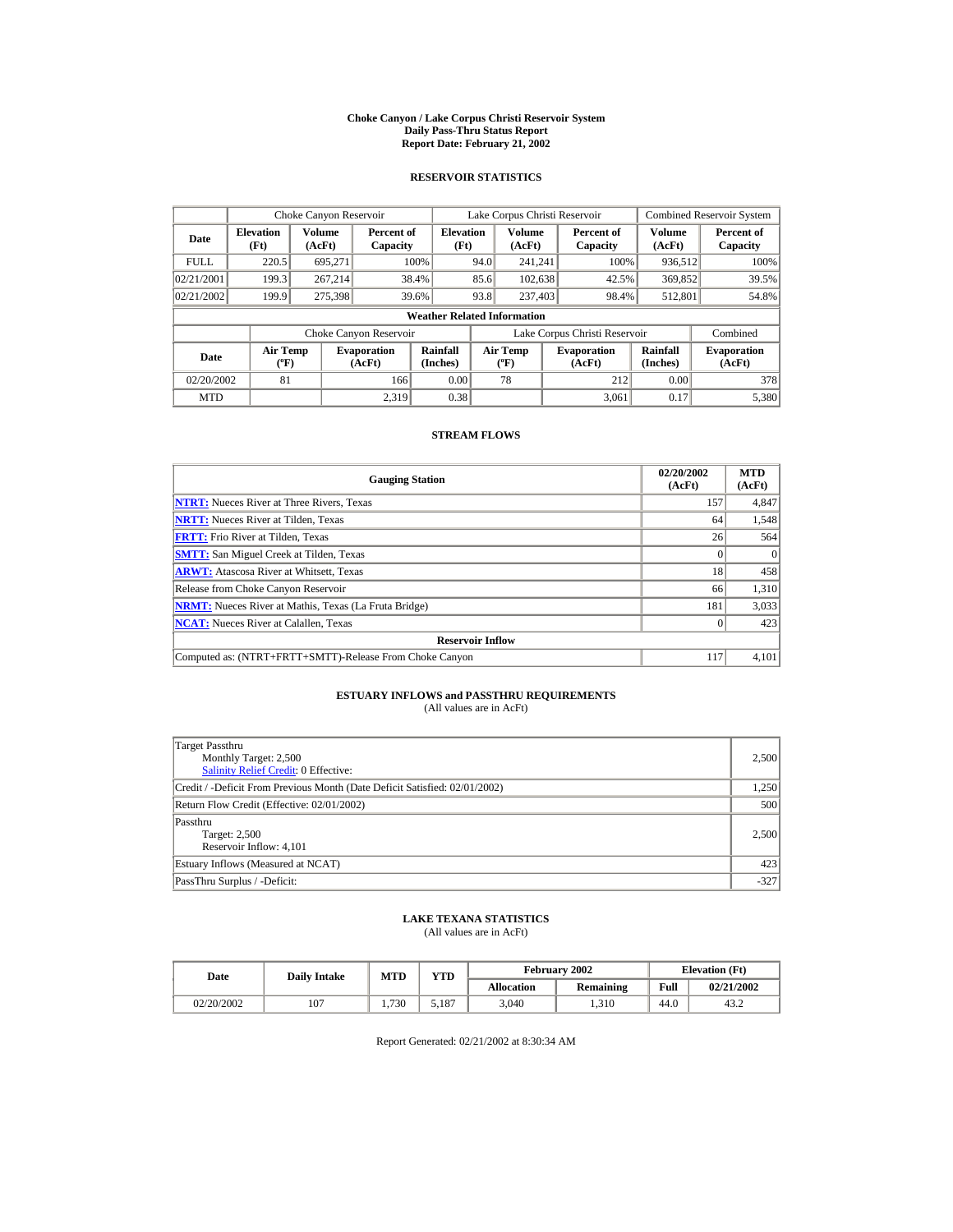# Choke Canyon / Lake Corpus Christi Reservoir System
## Daily Pass-Thru Status Report
## Report Date: February 21, 2002

### RESERVOIR STATISTICS

| Date | Choke Canyon Reservoir | | | Lake Corpus Christi Reservoir | | | Combined Reservoir System | |
|---|---|---|---|---|---|---|---|---|
| | Elevation (Ft) | Volume (AcFt) | Percent of Capacity | Elevation (Ft) | Volume (AcFt) | Percent of Capacity | Volume (AcFt) | Percent of Capacity |
| FULL | 220.5 | 695,271 | 100% | 94.0 | 241,241 | 100% | 936,512 | 100% |
| 02/21/2001 | 199.3 | 267,214 | 38.4% | 85.6 | 102,638 | 42.5% | 369,852 | 39.5% |
| 02/21/2002 | 199.9 | 275,398 | 39.6% | 93.8 | 237,403 | 98.4% | 512,801 | 54.8% |

**Weather Related Information**

| Date | Choke Canyon Reservoir | | | Lake Corpus Christi Reservoir | | | Combined |
|---|---|---|---|---|---|---|---|
| | Air Temp (ºF) | Evaporation (AcFt) | Rainfall (Inches) | Air Temp (ºF) | Evaporation (AcFt) | Rainfall (Inches) | Evaporation (AcFt) |
| 02/20/2002 | 81 | 166 | 0.00 | 78 | 212 | 0.00 | 378 |
| MTD | | 2,319 | 0.38 | | 3,061 | 0.17 | 5,380 |

### STREAM FLOWS

| Gauging Station | 02/20/2002 (AcFt) | MTD (AcFt) |
|---|---|---|
| NTRT: Nueces River at Three Rivers, Texas | 157 | 4,847 |
| NRTT: Nueces River at Tilden, Texas | 64 | 1,548 |
| FRTT: Frio River at Tilden, Texas | 26 | 564 |
| SMTT: San Miguel Creek at Tilden, Texas | 0 | 0 |
| ARWT: Atascosa River at Whitsett, Texas | 18 | 458 |
| Release from Choke Canyon Reservoir | 66 | 1,310 |
| NRMT: Nueces River at Mathis, Texas (La Fruta Bridge) | 181 | 3,033 |
| NCAT: Nueces River at Calallen, Texas | 0 | 423 |
| **Reservoir Inflow** | | |
| Computed as: (NTRT+FRTT+SMTT)-Release From Choke Canyon | 117 | 4,101 |

### ESTUARY INFLOWS and PASSTHRU REQUIREMENTS
(All values are in AcFt)

| | |
|---|---|
| Target Passthru<br>Monthly Target: 2,500<br>Salinity Relief Credit: 0 Effective: | 2,500 |
| Credit / -Deficit From Previous Month (Date Deficit Satisfied: 02/01/2002) | 1,250 |
| Return Flow Credit (Effective: 02/01/2002) | 500 |
| Passthru<br>Target: 2,500<br>Reservoir Inflow: 4,101 | 2,500 |
| Estuary Inflows (Measured at NCAT) | 423 |
| PassThru Surplus / -Deficit: | -327 |

### LAKE TEXANA STATISTICS
(All values are in AcFt)

| Date | Daily Intake | MTD | YTD | February 2002 | | Elevation (Ft) | |
|---|---|---|---|---|---|---|---|
| | | | | Allocation | Remaining | Full | 02/21/2002 |
| 02/20/2002 | 107 | 1,730 | 5,187 | 3,040 | 1,310 | 44.0 | 43.2 |

Report Generated: 02/21/2002 at 8:30:34 AM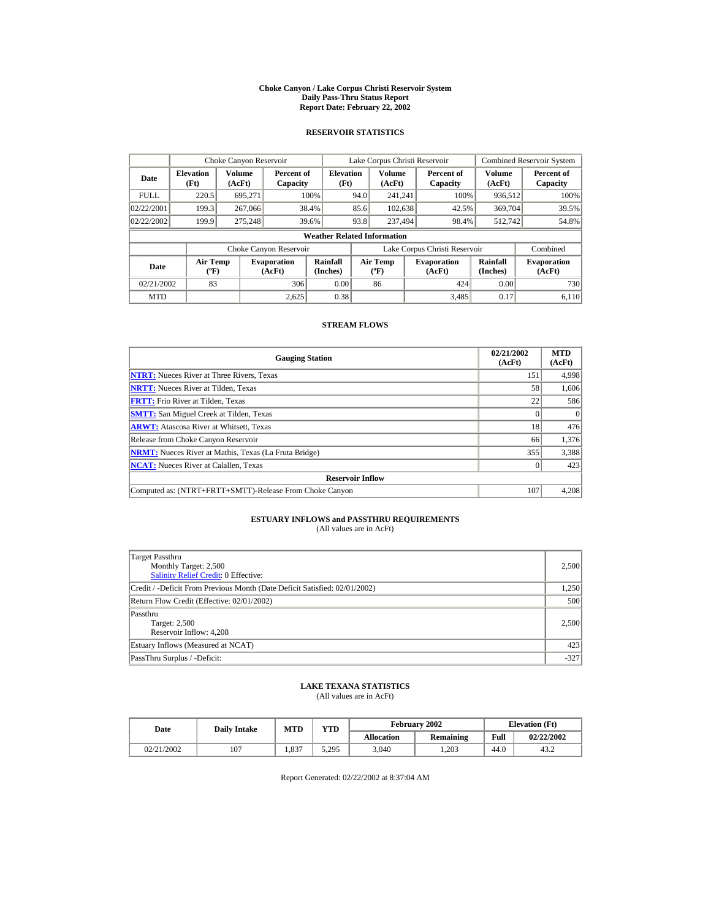# Choke Canyon / Lake Corpus Christi Reservoir System
## Daily Pass-Thru Status Report
## Report Date: February 22, 2002

### RESERVOIR STATISTICS

| | Choke Canyon Reservoir | | | Lake Corpus Christi Reservoir | | | Combined Reservoir System | |
|---|---|---|---|---|---|---|---|---|
| **Date** | **Elevation (Ft)** | **Volume (AcFt)** | **Percent of Capacity** | **Elevation (Ft)** | **Volume (AcFt)** | **Percent of Capacity** | **Volume (AcFt)** | **Percent of Capacity** |
| FULL | 220.5 | 695,271 | 100% | 94.0 | 241,241 | 100% | 936,512 | 100% |
| 02/22/2001 | 199.3 | 267,066 | 38.4% | 85.6 | 102,638 | 42.5% | 369,704 | 39.5% |
| 02/22/2002 | 199.9 | 275,248 | 39.6% | 93.8 | 237,494 | 98.4% | 512,742 | 54.8% |

**Weather Related Information**

| | Choke Canyon Reservoir | | | Lake Corpus Christi Reservoir | | | Combined |
|---|---|---|---|---|---|---|---|
| **Date** | **Air Temp (ºF)** | **Evaporation (AcFt)** | **Rainfall (Inches)** | **Air Temp (ºF)** | **Evaporation (AcFt)** | **Rainfall (Inches)** | **Evaporation (AcFt)** |
| 02/21/2002 | 83 | 306 | 0.00 | 86 | 424 | 0.00 | 730 |
| MTD | | 2,625 | 0.38 | | 3,485 | 0.17 | 6,110 |

### STREAM FLOWS

| Gauging Station | 02/21/2002 (AcFt) | MTD (AcFt) |
|---|---|---|
| NTRT: Nueces River at Three Rivers, Texas | 151 | 4,998 |
| NRTT: Nueces River at Tilden, Texas | 58 | 1,606 |
| FRTT: Frio River at Tilden, Texas | 22 | 586 |
| SMTT: San Miguel Creek at Tilden, Texas | 0 | 0 |
| ARWT: Atascosa River at Whitsett, Texas | 18 | 476 |
| Release from Choke Canyon Reservoir | 66 | 1,376 |
| NRMT: Nueces River at Mathis, Texas (La Fruta Bridge) | 355 | 3,388 |
| NCAT: Nueces River at Calallen, Texas | 0 | 423 |
| **Reservoir Inflow** | | |
| Computed as: (NTRT+FRTT+SMTT)-Release From Choke Canyon | 107 | 4,208 |

### ESTUARY INFLOWS and PASSTHRU REQUIREMENTS
(All values are in AcFt)

| | |
|---|---|
| Target Passthru<br>Monthly Target: 2,500<br>Salinity Relief Credit: 0 Effective: | 2,500 |
| Credit / -Deficit From Previous Month (Date Deficit Satisfied: 02/01/2002) | 1,250 |
| Return Flow Credit (Effective: 02/01/2002) | 500 |
| Passthru<br>Target: 2,500<br>Reservoir Inflow: 4,208 | 2,500 |
| Estuary Inflows (Measured at NCAT) | 423 |
| PassThru Surplus / -Deficit: | -327 |

### LAKE TEXANA STATISTICS
(All values are in AcFt)

| Date | Daily Intake | MTD | YTD | February 2002 | | Elevation (Ft) | |
|---|---|---|---|---|---|---|---|
| | | | | **Allocation** | **Remaining** | **Full** | **02/22/2002** |
| 02/21/2002 | 107 | 1,837 | 5,295 | 3,040 | 1,203 | 44.0 | 43.2 |

Report Generated: 02/22/2002 at 8:37:04 AM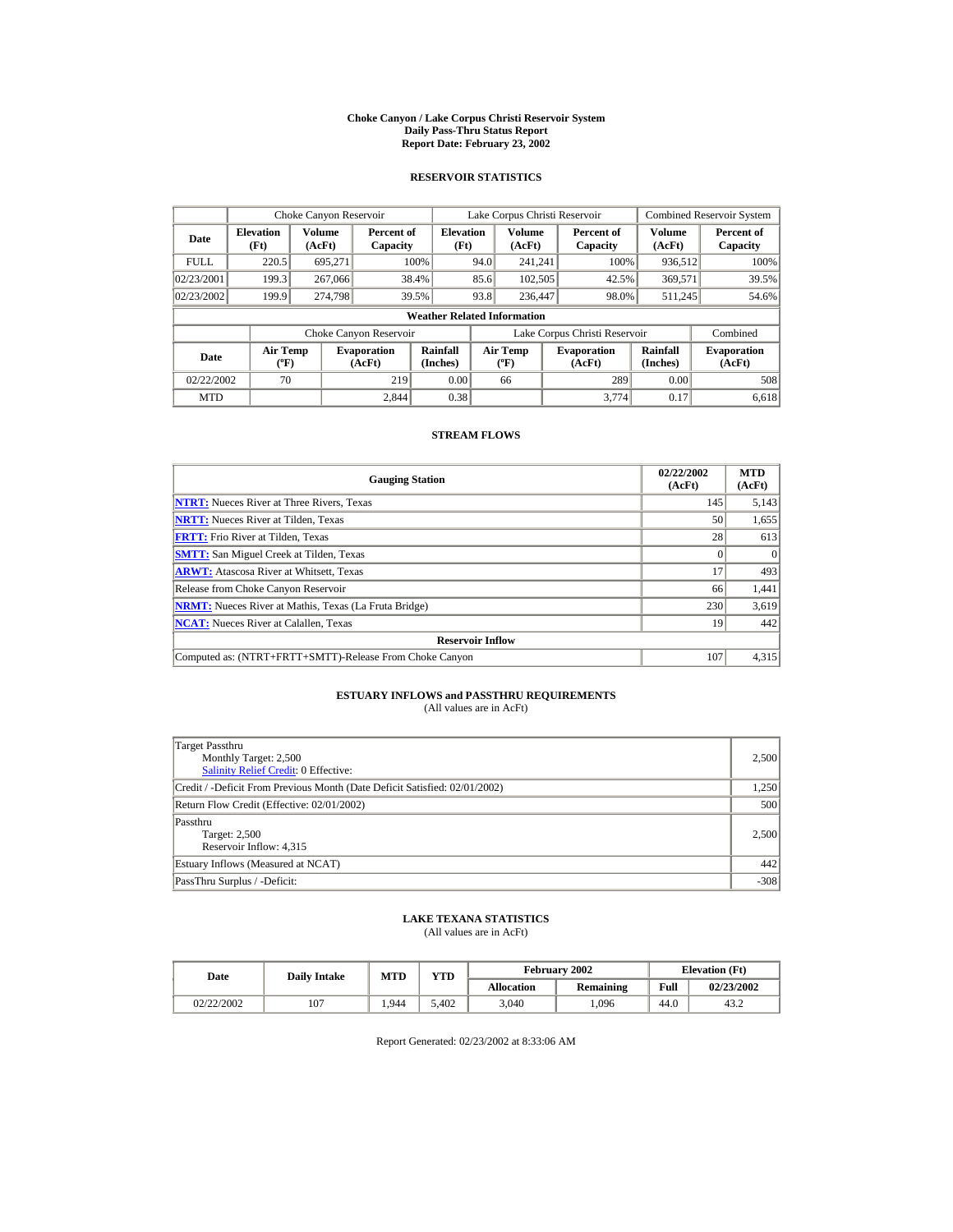# Choke Canyon / Lake Corpus Christi Reservoir System
## Daily Pass-Thru Status Report
## Report Date: February 23, 2002

### RESERVOIR STATISTICS

| | Choke Canyon Reservoir | | | Lake Corpus Christi Reservoir | | | Combined Reservoir System | |
|---|---|---|---|---|---|---|---|---|
| Date | Elevation (Ft) | Volume (AcFt) | Percent of Capacity | Elevation (Ft) | Volume (AcFt) | Percent of Capacity | Volume (AcFt) | Percent of Capacity |
| FULL | 220.5 | 695,271 | 100% | 94.0 | 241,241 | 100% | 936,512 | 100% |
| 02/23/2001 | 199.3 | 267,066 | 38.4% | 85.6 | 102,505 | 42.5% | 369,571 | 39.5% |
| 02/23/2002 | 199.9 | 274,798 | 39.5% | 93.8 | 236,447 | 98.0% | 511,245 | 54.6% |

**Weather Related Information**

| | Choke Canyon Reservoir | | | Lake Corpus Christi Reservoir | | | Combined |
|---|---|---|---|---|---|---|---|
| Date | Air Temp (ºF) | Evaporation (AcFt) | Rainfall (Inches) | Air Temp (ºF) | Evaporation (AcFt) | Rainfall (Inches) | Evaporation (AcFt) |
| 02/22/2002 | 70 | 219 | 0.00 | 66 | 289 | 0.00 | 508 |
| MTD | | 2,844 | 0.38 | | 3,774 | 0.17 | 6,618 |

### STREAM FLOWS

| Gauging Station | 02/22/2002 (AcFt) | MTD (AcFt) |
|---|---|---|
| NTRT: Nueces River at Three Rivers, Texas | 145 | 5,143 |
| NRTT: Nueces River at Tilden, Texas | 50 | 1,655 |
| FRTT: Frio River at Tilden, Texas | 28 | 613 |
| SMTT: San Miguel Creek at Tilden, Texas | 0 | 0 |
| ARWT: Atascosa River at Whitsett, Texas | 17 | 493 |
| Release from Choke Canyon Reservoir | 66 | 1,441 |
| NRMT: Nueces River at Mathis, Texas (La Fruta Bridge) | 230 | 3,619 |
| NCAT: Nueces River at Calallen, Texas | 19 | 442 |
| **Reservoir Inflow** | | |
| Computed as: (NTRT+FRTT+SMTT)-Release From Choke Canyon | 107 | 4,315 |

### ESTUARY INFLOWS and PASSTHRU REQUIREMENTS
(All values are in AcFt)

| | |
|---|---|
| Target Passthru<br>Monthly Target: 2,500<br>Salinity Relief Credit: 0 Effective: | 2,500 |
| Credit / -Deficit From Previous Month (Date Deficit Satisfied: 02/01/2002) | 1,250 |
| Return Flow Credit (Effective: 02/01/2002) | 500 |
| Passthru<br>Target: 2,500<br>Reservoir Inflow: 4,315 | 2,500 |
| Estuary Inflows (Measured at NCAT) | 442 |
| PassThru Surplus / -Deficit: | -308 |

### LAKE TEXANA STATISTICS
(All values are in AcFt)

| Date | Daily Intake | MTD | YTD | February 2002 | | Elevation (Ft) | |
|---|---|---|---|---|---|---|---|
| | | | | Allocation | Remaining | Full | 02/23/2002 |
| 02/22/2002 | 107 | 1,944 | 5,402 | 3,040 | 1,096 | 44.0 | 43.2 |

Report Generated: 02/23/2002 at 8:33:06 AM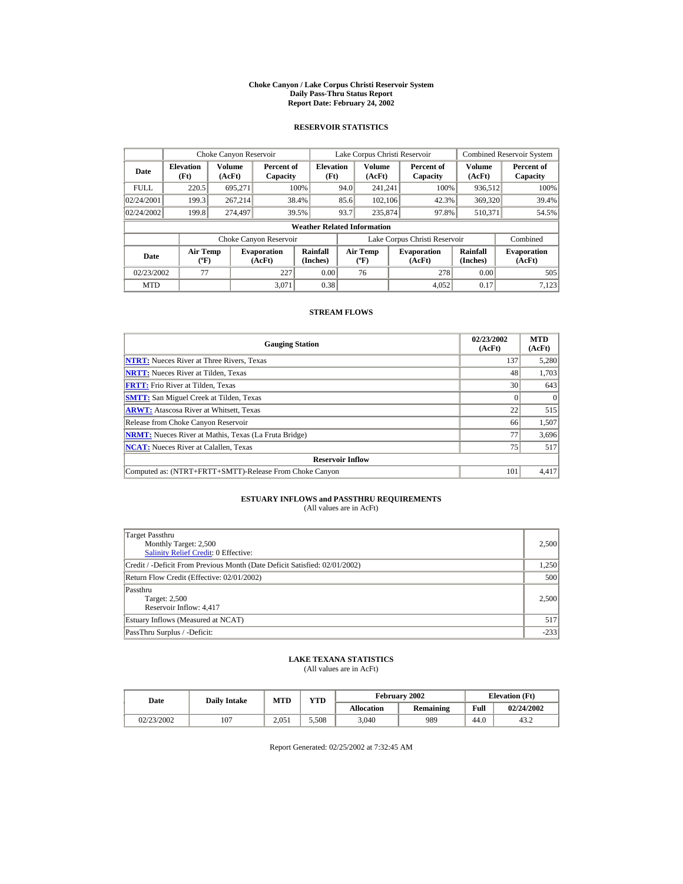# Choke Canyon / Lake Corpus Christi Reservoir System
## Daily Pass-Thru Status Report
## Report Date: February 24, 2002

### RESERVOIR STATISTICS

| Date | Choke Canyon Reservoir | | | Lake Corpus Christi Reservoir | | | Combined Reservoir System | |
|---|---|---|---|---|---|---|---|---|
| | Elevation (Ft) | Volume (AcFt) | Percent of Capacity | Elevation (Ft) | Volume (AcFt) | Percent of Capacity | Volume (AcFt) | Percent of Capacity |
| FULL | 220.5 | 695,271 | 100% | 94.0 | 241,241 | 100% | 936,512 | 100% |
| 02/24/2001 | 199.3 | 267,214 | 38.4% | 85.6 | 102,106 | 42.3% | 369,320 | 39.4% |
| 02/24/2002 | 199.8 | 274,497 | 39.5% | 93.7 | 235,874 | 97.8% | 510,371 | 54.5% |

**Weather Related Information**

| Date | Choke Canyon Reservoir | | | Lake Corpus Christi Reservoir | | | Combined |
|---|---|---|---|---|---|---|---|
| | Air Temp (ºF) | Evaporation (AcFt) | Rainfall (Inches) | Air Temp (ºF) | Evaporation (AcFt) | Rainfall (Inches) | Evaporation (AcFt) |
| 02/23/2002 | 77 | 227 | 0.00 | 76 | 278 | 0.00 | 505 |
| MTD | | 3,071 | 0.38 | | 4,052 | 0.17 | 7,123 |

### STREAM FLOWS

| Gauging Station | 02/23/2002 (AcFt) | MTD (AcFt) |
|---|---|---|
| NTRT: Nueces River at Three Rivers, Texas | 137 | 5,280 |
| NRTT: Nueces River at Tilden, Texas | 48 | 1,703 |
| FRTT: Frio River at Tilden, Texas | 30 | 643 |
| SMTT: San Miguel Creek at Tilden, Texas | 0 | 0 |
| ARWT: Atascosa River at Whitsett, Texas | 22 | 515 |
| Release from Choke Canyon Reservoir | 66 | 1,507 |
| NRMT: Nueces River at Mathis, Texas (La Fruta Bridge) | 77 | 3,696 |
| NCAT: Nueces River at Calallen, Texas | 75 | 517 |
| **Reservoir Inflow** | | |
| Computed as: (NTRT+FRTT+SMTT)-Release From Choke Canyon | 101 | 4,417 |

### ESTUARY INFLOWS and PASSTHRU REQUIREMENTS
(All values are in AcFt)

| | |
|---|---|
| Target Passthru<br>Monthly Target: 2,500<br>Salinity Relief Credit: 0 Effective: | 2,500 |
| Credit / -Deficit From Previous Month (Date Deficit Satisfied: 02/01/2002) | 1,250 |
| Return Flow Credit (Effective: 02/01/2002) | 500 |
| Passthru<br>Target: 2,500<br>Reservoir Inflow: 4,417 | 2,500 |
| Estuary Inflows (Measured at NCAT) | 517 |
| PassThru Surplus / -Deficit: | -233 |

### LAKE TEXANA STATISTICS
(All values are in AcFt)

| Date | Daily Intake | MTD | YTD | February 2002 | | Elevation (Ft) | |
|---|---|---|---|---|---|---|---|
| | | | | Allocation | Remaining | Full | 02/24/2002 |
| 02/23/2002 | 107 | 2,051 | 5,508 | 3,040 | 989 | 44.0 | 43.2 |

Report Generated: 02/25/2002 at 7:32:45 AM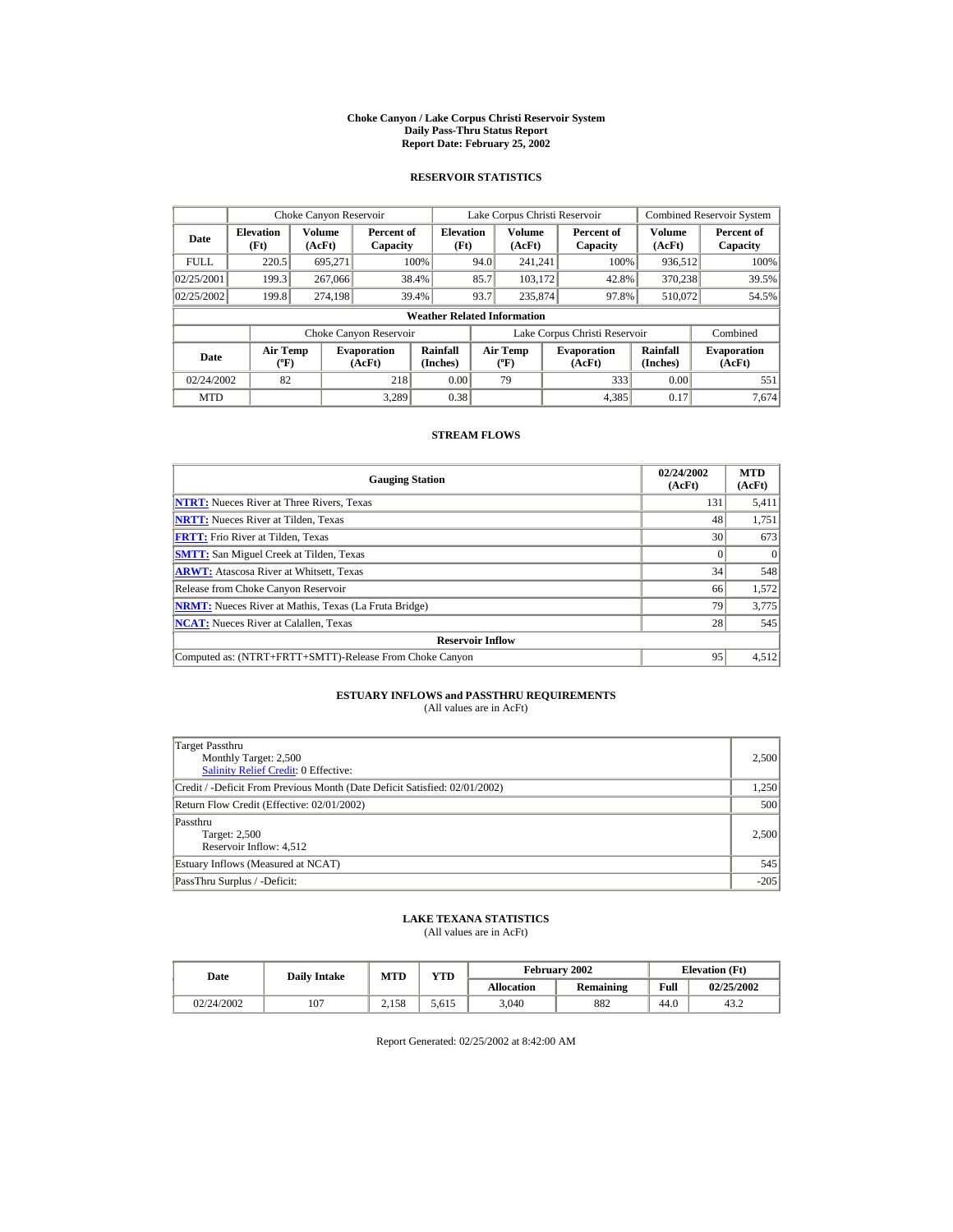# Choke Canyon / Lake Corpus Christi Reservoir System
## Daily Pass-Thru Status Report
## Report Date: February 25, 2002

### RESERVOIR STATISTICS

| | Choke Canyon Reservoir | | | Lake Corpus Christi Reservoir | | | Combined Reservoir System | |
|---|---|---|---|---|---|---|---|---|
| **Date** | **Elevation (Ft)** | **Volume (AcFt)** | **Percent of Capacity** | **Elevation (Ft)** | **Volume (AcFt)** | **Percent of Capacity** | **Volume (AcFt)** | **Percent of Capacity** |
| FULL | 220.5 | 695,271 | 100% | 94.0 | 241,241 | 100% | 936,512 | 100% |
| 02/25/2001 | 199.3 | 267,066 | 38.4% | 85.7 | 103,172 | 42.8% | 370,238 | 39.5% |
| 02/25/2002 | 199.8 | 274,198 | 39.4% | 93.7 | 235,874 | 97.8% | 510,072 | 54.5% |

**Weather Related Information**

| | Choke Canyon Reservoir | | | Lake Corpus Christi Reservoir | | | Combined |
|---|---|---|---|---|---|---|---|
| **Date** | **Air Temp (ºF)** | **Evaporation (AcFt)** | **Rainfall (Inches)** | **Air Temp (ºF)** | **Evaporation (AcFt)** | **Rainfall (Inches)** | **Evaporation (AcFt)** |
| 02/24/2002 | 82 | 218 | 0.00 | 79 | 333 | 0.00 | 551 |
| MTD | | 3,289 | 0.38 | | 4,385 | 0.17 | 7,674 |

### STREAM FLOWS

| Gauging Station | 02/24/2002 (AcFt) | MTD (AcFt) |
|---|---|---|
| NTRT: Nueces River at Three Rivers, Texas | 131 | 5,411 |
| NRTT: Nueces River at Tilden, Texas | 48 | 1,751 |
| FRTT: Frio River at Tilden, Texas | 30 | 673 |
| SMTT: San Miguel Creek at Tilden, Texas | 0 | 0 |
| ARWT: Atascosa River at Whitsett, Texas | 34 | 548 |
| Release from Choke Canyon Reservoir | 66 | 1,572 |
| NRMT: Nueces River at Mathis, Texas (La Fruta Bridge) | 79 | 3,775 |
| NCAT: Nueces River at Calallen, Texas | 28 | 545 |
| **Reservoir Inflow** | | |
| Computed as: (NTRT+FRTT+SMTT)-Release From Choke Canyon | 95 | 4,512 |

### ESTUARY INFLOWS and PASSTHRU REQUIREMENTS
(All values are in AcFt)

| | |
|---|---|
| Target Passthru<br>Monthly Target: 2,500<br>Salinity Relief Credit: 0 Effective: | 2,500 |
| Credit / -Deficit From Previous Month (Date Deficit Satisfied: 02/01/2002) | 1,250 |
| Return Flow Credit (Effective: 02/01/2002) | 500 |
| Passthru<br>Target: 2,500<br>Reservoir Inflow: 4,512 | 2,500 |
| Estuary Inflows (Measured at NCAT) | 545 |
| PassThru Surplus / -Deficit: | -205 |

### LAKE TEXANA STATISTICS
(All values are in AcFt)

| Date | Daily Intake | MTD | YTD | February 2002 | | Elevation (Ft) | |
|---|---|---|---|---|---|---|---|
| | | | | **Allocation** | **Remaining** | **Full** | **02/25/2002** |
| 02/24/2002 | 107 | 2,158 | 5,615 | 3,040 | 882 | 44.0 | 43.2 |

Report Generated: 02/25/2002 at 8:42:00 AM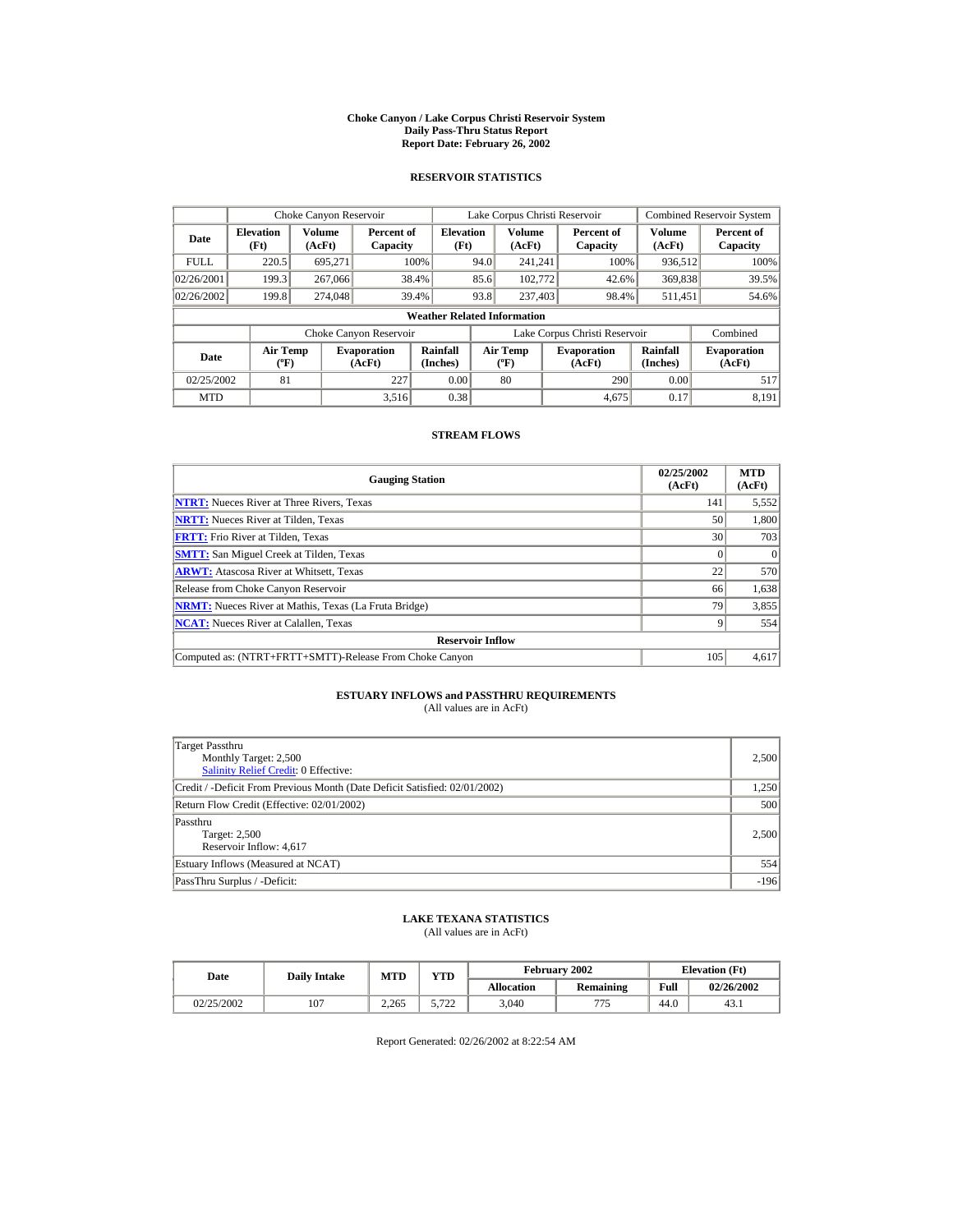# Choke Canyon / Lake Corpus Christi Reservoir System
## Daily Pass-Thru Status Report
## Report Date: February 26, 2002

### RESERVOIR STATISTICS

| | Choke Canyon Reservoir | | | Lake Corpus Christi Reservoir | | | Combined Reservoir System | |
|---|---|---|---|---|---|---|---|---|
| **Date** | **Elevation (Ft)** | **Volume (AcFt)** | **Percent of Capacity** | **Elevation (Ft)** | **Volume (AcFt)** | **Percent of Capacity** | **Volume (AcFt)** | **Percent of Capacity** |
| FULL | 220.5 | 695,271 | 100% | 94.0 | 241,241 | 100% | 936,512 | 100% |
| 02/26/2001 | 199.3 | 267,066 | 38.4% | 85.6 | 102,772 | 42.6% | 369,838 | 39.5% |
| 02/26/2002 | 199.8 | 274,048 | 39.4% | 93.8 | 237,403 | 98.4% | 511,451 | 54.6% |

**Weather Related Information**

| | Choke Canyon Reservoir | | | Lake Corpus Christi Reservoir | | | Combined |
|---|---|---|---|---|---|---|---|
| **Date** | **Air Temp (ºF)** | **Evaporation (AcFt)** | **Rainfall (Inches)** | **Air Temp (ºF)** | **Evaporation (AcFt)** | **Rainfall (Inches)** | **Evaporation (AcFt)** |
| 02/25/2002 | 81 | 227 | 0.00 | 80 | 290 | 0.00 | 517 |
| MTD | | 3,516 | 0.38 | | 4,675 | 0.17 | 8,191 |

### STREAM FLOWS

| Gauging Station | 02/25/2002 (AcFt) | MTD (AcFt) |
|---|---|---|
| NTRT: Nueces River at Three Rivers, Texas | 141 | 5,552 |
| NRTT: Nueces River at Tilden, Texas | 50 | 1,800 |
| FRTT: Frio River at Tilden, Texas | 30 | 703 |
| SMTT: San Miguel Creek at Tilden, Texas | 0 | 0 |
| ARWT: Atascosa River at Whitsett, Texas | 22 | 570 |
| Release from Choke Canyon Reservoir | 66 | 1,638 |
| NRMT: Nueces River at Mathis, Texas (La Fruta Bridge) | 79 | 3,855 |
| NCAT: Nueces River at Calallen, Texas | 9 | 554 |
| **Reservoir Inflow** | | |
| Computed as: (NTRT+FRTT+SMTT)-Release From Choke Canyon | 105 | 4,617 |

### ESTUARY INFLOWS and PASSTHRU REQUIREMENTS
(All values are in AcFt)

| | |
|---|---|
| Target Passthru<br>Monthly Target: 2,500<br>Salinity Relief Credit: 0 Effective: | 2,500 |
| Credit / -Deficit From Previous Month (Date Deficit Satisfied: 02/01/2002) | 1,250 |
| Return Flow Credit (Effective: 02/01/2002) | 500 |
| Passthru<br>Target: 2,500<br>Reservoir Inflow: 4,617 | 2,500 |
| Estuary Inflows (Measured at NCAT) | 554 |
| PassThru Surplus / -Deficit: | -196 |

### LAKE TEXANA STATISTICS
(All values are in AcFt)

| Date | Daily Intake | MTD | YTD | February 2002 | | Elevation (Ft) | |
|---|---|---|---|---|---|---|---|
| | | | | **Allocation** | **Remaining** | **Full** | **02/26/2002** |
| 02/25/2002 | 107 | 2,265 | 5,722 | 3,040 | 775 | 44.0 | 43.1 |

Report Generated: 02/26/2002 at 8:22:54 AM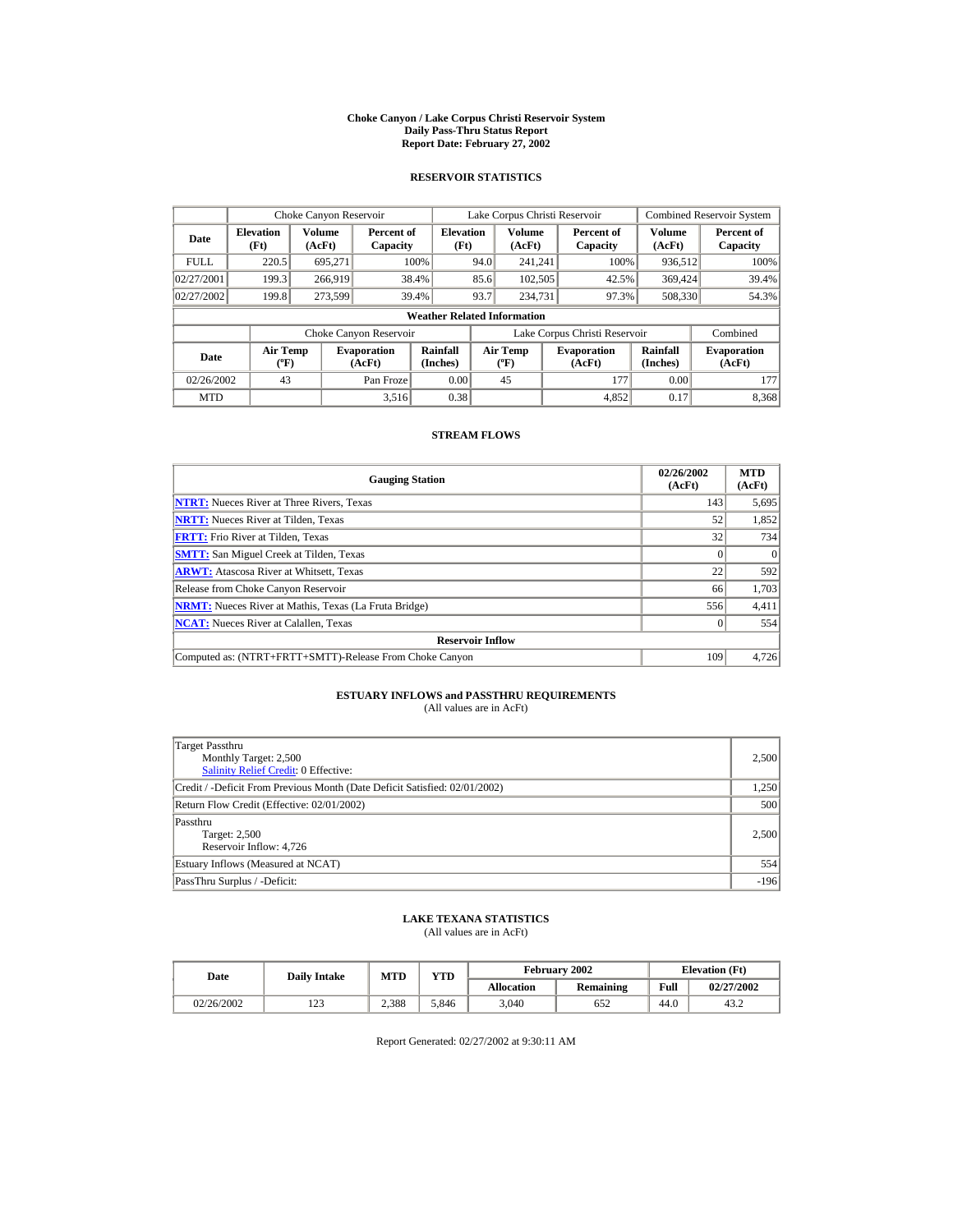# Choke Canyon / Lake Corpus Christi Reservoir System
## Daily Pass-Thru Status Report
## Report Date: February 27, 2002

### RESERVOIR STATISTICS

| | Choke Canyon Reservoir | | | Lake Corpus Christi Reservoir | | | Combined Reservoir System | |
|---|---|---|---|---|---|---|---|---|
| **Date** | **Elevation (Ft)** | **Volume (AcFt)** | **Percent of Capacity** | **Elevation (Ft)** | **Volume (AcFt)** | **Percent of Capacity** | **Volume (AcFt)** | **Percent of Capacity** |
| FULL | 220.5 | 695,271 | 100% | 94.0 | 241,241 | 100% | 936,512 | 100% |
| 02/27/2001 | 199.3 | 266,919 | 38.4% | 85.6 | 102,505 | 42.5% | 369,424 | 39.4% |
| 02/27/2002 | 199.8 | 273,599 | 39.4% | 93.7 | 234,731 | 97.3% | 508,330 | 54.3% |

**Weather Related Information**

| | Choke Canyon Reservoir | | | Lake Corpus Christi Reservoir | | | Combined |
|---|---|---|---|---|---|---|---|
| **Date** | **Air Temp (ºF)** | **Evaporation (AcFt)** | **Rainfall (Inches)** | **Air Temp (ºF)** | **Evaporation (AcFt)** | **Rainfall (Inches)** | **Evaporation (AcFt)** |
| 02/26/2002 | 43 | Pan Froze | 0.00 | 45 | 177 | 0.00 | 177 |
| MTD | | 3,516 | 0.38 | | 4,852 | 0.17 | 8,368 |

### STREAM FLOWS

| Gauging Station | 02/26/2002 (AcFt) | MTD (AcFt) |
|---|---|---|
| NTRT: Nueces River at Three Rivers, Texas | 143 | 5,695 |
| NRTT: Nueces River at Tilden, Texas | 52 | 1,852 |
| FRTT: Frio River at Tilden, Texas | 32 | 734 |
| SMTT: San Miguel Creek at Tilden, Texas | 0 | 0 |
| ARWT: Atascosa River at Whitsett, Texas | 22 | 592 |
| Release from Choke Canyon Reservoir | 66 | 1,703 |
| NRMT: Nueces River at Mathis, Texas (La Fruta Bridge) | 556 | 4,411 |
| NCAT: Nueces River at Calallen, Texas | 0 | 554 |
| **Reservoir Inflow** | | |
| Computed as: (NTRT+FRTT+SMTT)-Release From Choke Canyon | 109 | 4,726 |

### ESTUARY INFLOWS and PASSTHRU REQUIREMENTS
(All values are in AcFt)

| | |
|---|---|
| Target Passthru<br>Monthly Target: 2,500<br>Salinity Relief Credit: 0 Effective: | 2,500 |
| Credit / -Deficit From Previous Month (Date Deficit Satisfied: 02/01/2002) | 1,250 |
| Return Flow Credit (Effective: 02/01/2002) | 500 |
| Passthru<br>Target: 2,500<br>Reservoir Inflow: 4,726 | 2,500 |
| Estuary Inflows (Measured at NCAT) | 554 |
| PassThru Surplus / -Deficit: | -196 |

### LAKE TEXANA STATISTICS
(All values are in AcFt)

| Date | Daily Intake | MTD | YTD | February 2002 | | Elevation (Ft) | |
|---|---|---|---|---|---|---|---|
| | | | | **Allocation** | **Remaining** | **Full** | **02/27/2002** |
| 02/26/2002 | 123 | 2,388 | 5,846 | 3,040 | 652 | 44.0 | 43.2 |

Report Generated: 02/27/2002 at 9:30:11 AM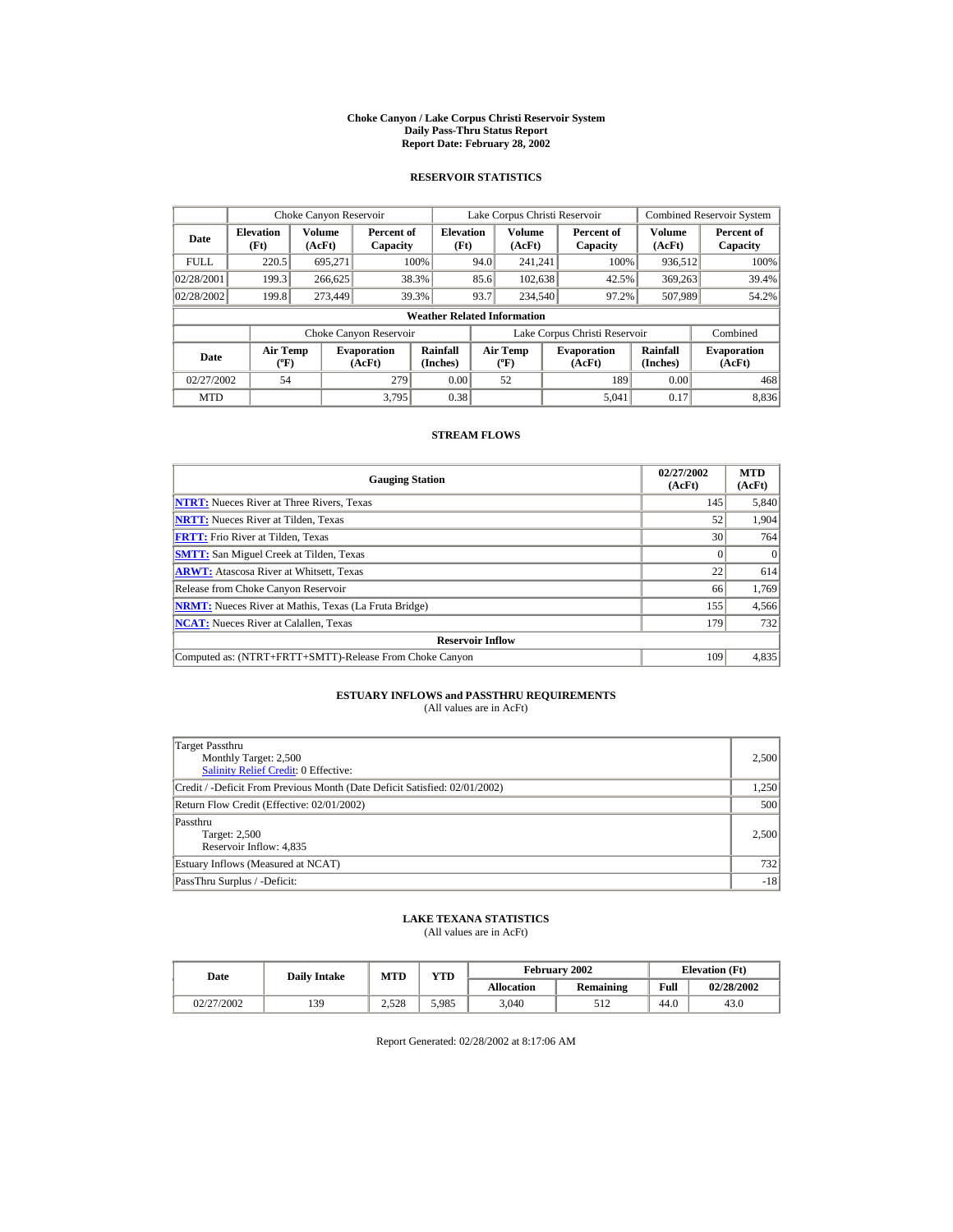# Choke Canyon / Lake Corpus Christi Reservoir System
## Daily Pass-Thru Status Report
## Report Date: February 28, 2002

### RESERVOIR STATISTICS

| | Choke Canyon Reservoir | | | Lake Corpus Christi Reservoir | | | Combined Reservoir System | |
|---|---|---|---|---|---|---|---|---|
| Date | Elevation (Ft) | Volume (AcFt) | Percent of Capacity | Elevation (Ft) | Volume (AcFt) | Percent of Capacity | Volume (AcFt) | Percent of Capacity |
| FULL | 220.5 | 695,271 | 100% | 94.0 | 241,241 | 100% | 936,512 | 100% |
| 02/28/2001 | 199.3 | 266,625 | 38.3% | 85.6 | 102,638 | 42.5% | 369,263 | 39.4% |
| 02/28/2002 | 199.8 | 273,449 | 39.3% | 93.7 | 234,540 | 97.2% | 507,989 | 54.2% |

**Weather Related Information**

| | Choke Canyon Reservoir | | | Lake Corpus Christi Reservoir | | | Combined |
|---|---|---|---|---|---|---|---|
| Date | Air Temp (ºF) | Evaporation (AcFt) | Rainfall (Inches) | Air Temp (ºF) | Evaporation (AcFt) | Rainfall (Inches) | Evaporation (AcFt) |
| 02/27/2002 | 54 | 279 | 0.00 | 52 | 189 | 0.00 | 468 |
| MTD | | 3,795 | 0.38 | | 5,041 | 0.17 | 8,836 |

### STREAM FLOWS

| Gauging Station | 02/27/2002 (AcFt) | MTD (AcFt) |
|---|---|---|
| NTRT: Nueces River at Three Rivers, Texas | 145 | 5,840 |
| NRTT: Nueces River at Tilden, Texas | 52 | 1,904 |
| FRTT: Frio River at Tilden, Texas | 30 | 764 |
| SMTT: San Miguel Creek at Tilden, Texas | 0 | 0 |
| ARWT: Atascosa River at Whitsett, Texas | 22 | 614 |
| Release from Choke Canyon Reservoir | 66 | 1,769 |
| NRMT: Nueces River at Mathis, Texas (La Fruta Bridge) | 155 | 4,566 |
| NCAT: Nueces River at Calallen, Texas | 179 | 732 |
| **Reservoir Inflow** | | |
| Computed as: (NTRT+FRTT+SMTT)-Release From Choke Canyon | 109 | 4,835 |

### ESTUARY INFLOWS and PASSTHRU REQUIREMENTS
(All values are in AcFt)

| | |
|---|---|
| Target Passthru<br>Monthly Target: 2,500<br>Salinity Relief Credit: 0 Effective: | 2,500 |
| Credit / -Deficit From Previous Month (Date Deficit Satisfied: 02/01/2002) | 1,250 |
| Return Flow Credit (Effective: 02/01/2002) | 500 |
| Passthru<br>Target: 2,500<br>Reservoir Inflow: 4,835 | 2,500 |
| Estuary Inflows (Measured at NCAT) | 732 |
| PassThru Surplus / -Deficit: | -18 |

### LAKE TEXANA STATISTICS
(All values are in AcFt)

| Date | Daily Intake | MTD | YTD | February 2002 | | Elevation (Ft) | |
|---|---|---|---|---|---|---|---|
| | | | | Allocation | Remaining | Full | 02/28/2002 |
| 02/27/2002 | 139 | 2,528 | 5,985 | 3,040 | 512 | 44.0 | 43.0 |

Report Generated: 02/28/2002 at 8:17:06 AM